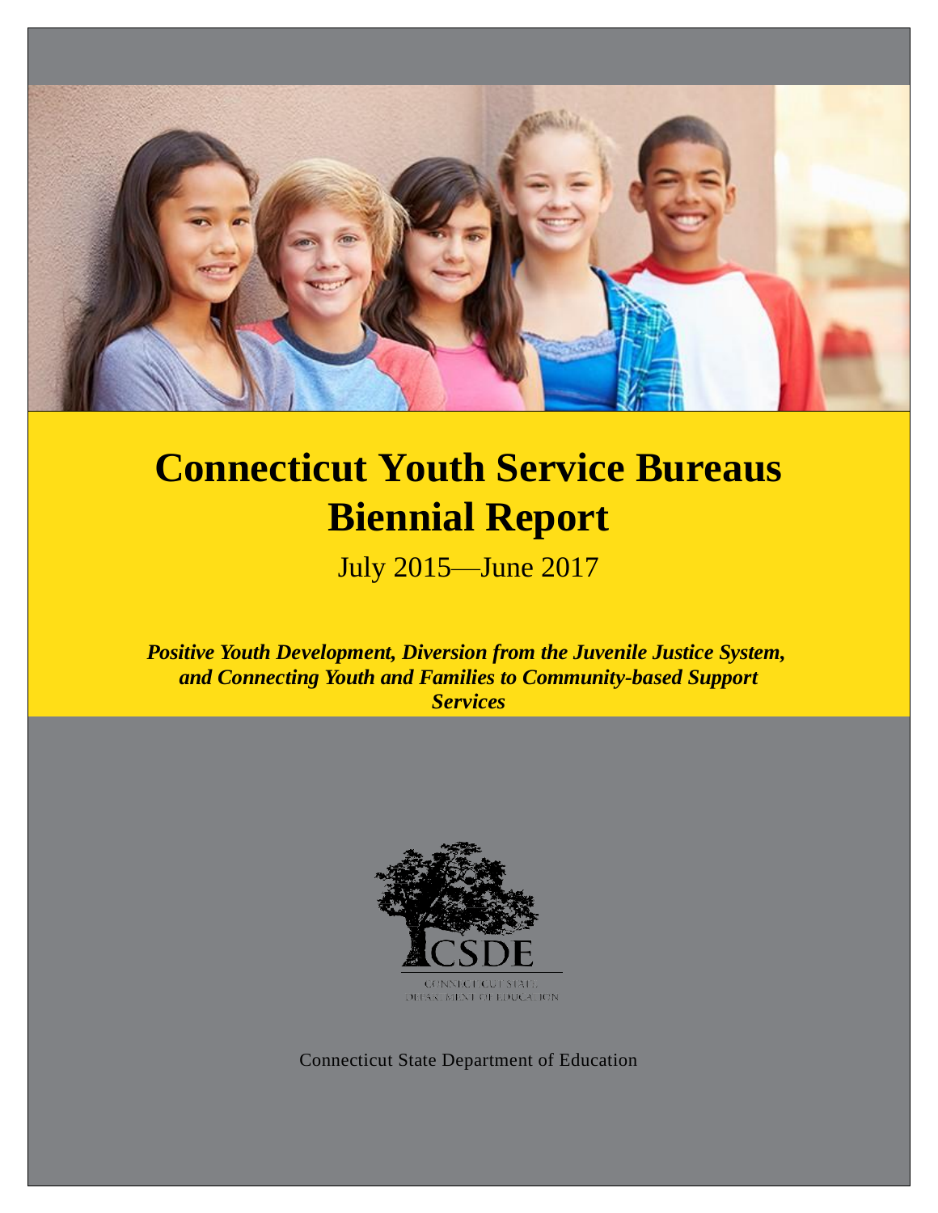# Connecticut Youth Service Bureaus Biennial Report

July 2015—June 2017

***Positive Youth Development, Diversion from the Juvenile Justice System, and Connecting Youth and Families to Community-based Support Services***

CSDE

CONNECTICUT STATE DEPARTMENT OF EDUCATION

Connecticut State Department of Education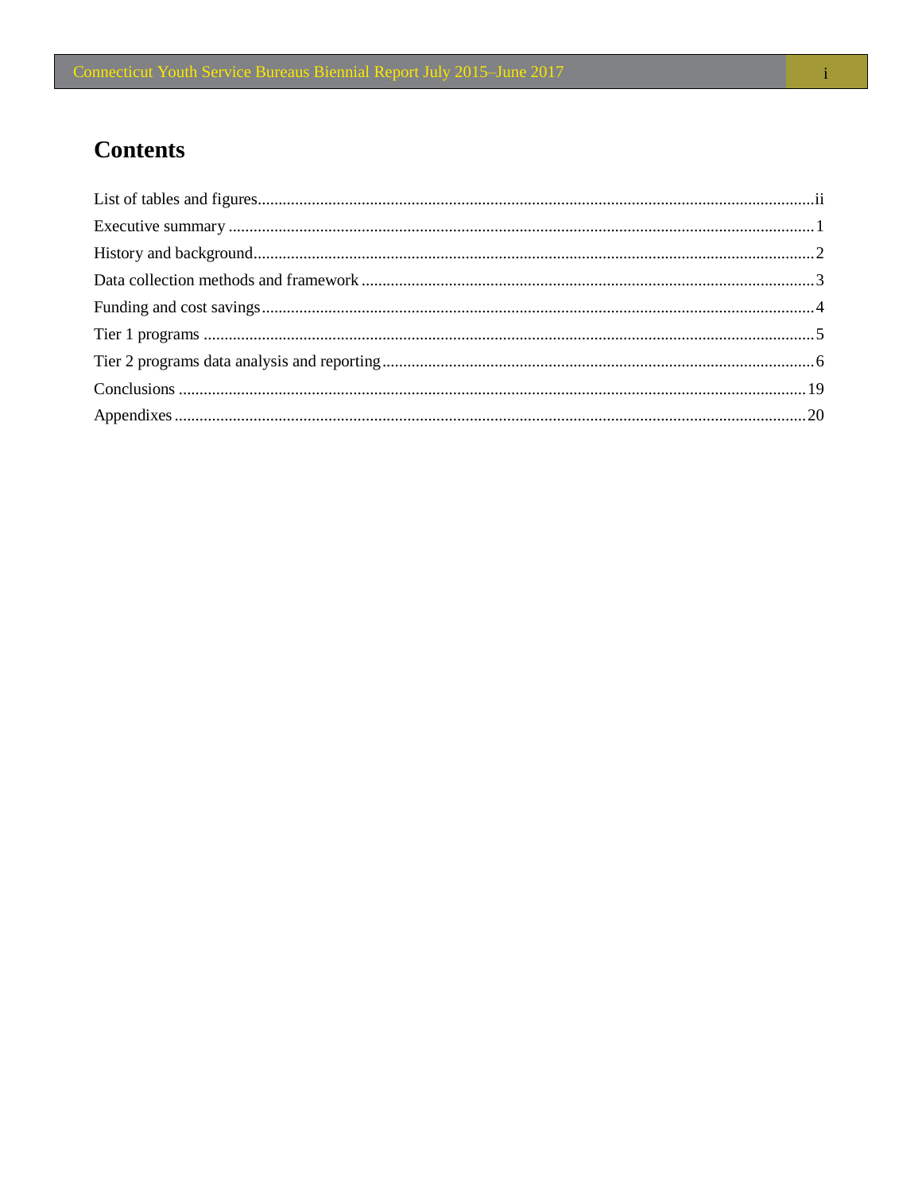# Contents

List of tables and figures ........................................ ii

Executive summary ........................................ 1

History and background ........................................ 2

Data collection methods and framework ........................................ 3

Funding and cost savings ........................................ 4

Tier 1 programs ........................................ 5

Tier 2 programs data analysis and reporting ........................................ 6

Conclusions ........................................ 19

Appendixes ........................................ 20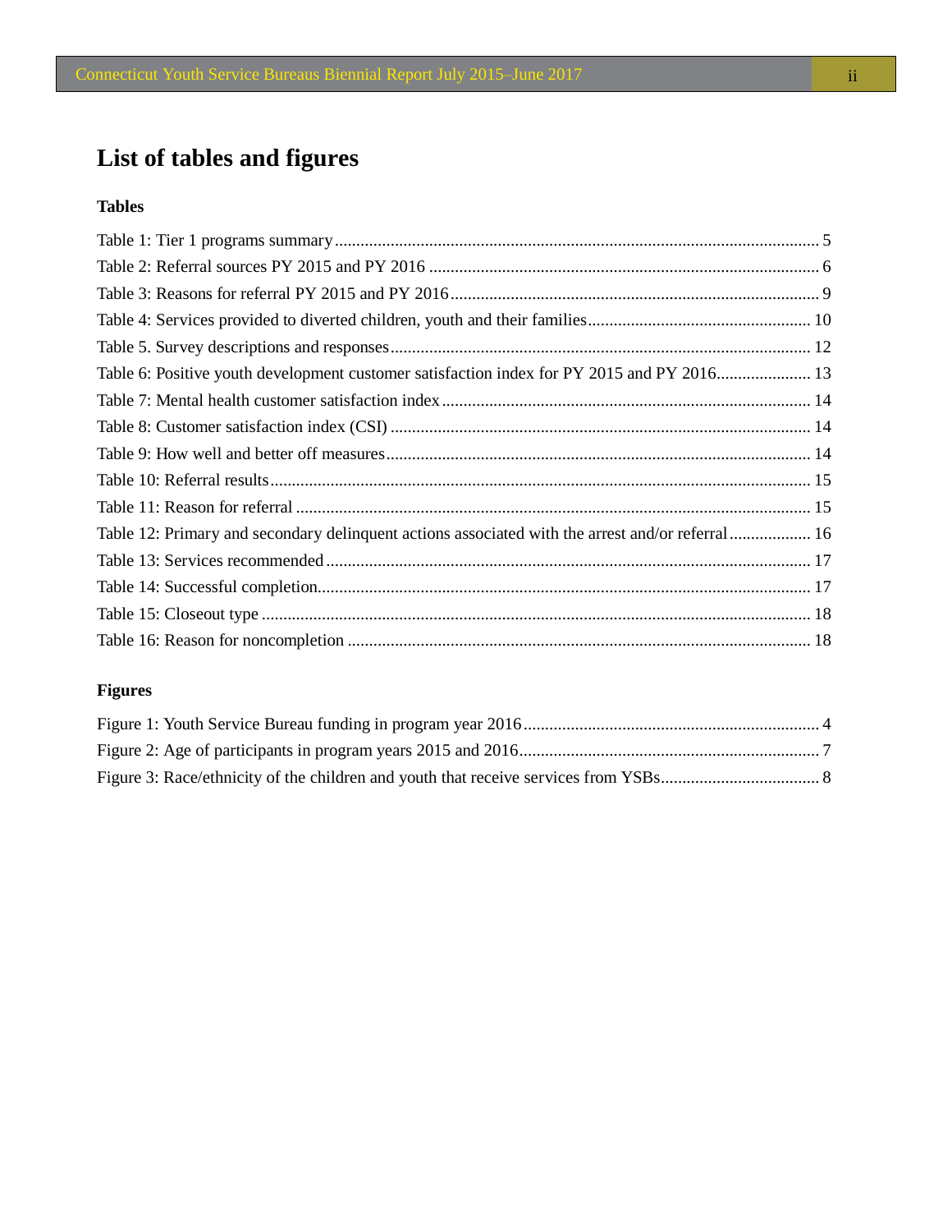# List of tables and figures

### Tables

Table 1: Tier 1 programs summary ..... 5
Table 2: Referral sources PY 2015 and PY 2016 ..... 6
Table 3: Reasons for referral PY 2015 and PY 2016 ..... 9
Table 4: Services provided to diverted children, youth and their families ..... 10
Table 5. Survey descriptions and responses ..... 12
Table 6: Positive youth development customer satisfaction index for PY 2015 and PY 2016 ..... 13
Table 7: Mental health customer satisfaction index ..... 14
Table 8: Customer satisfaction index (CSI) ..... 14
Table 9: How well and better off measures ..... 14
Table 10: Referral results ..... 15
Table 11: Reason for referral ..... 15
Table 12: Primary and secondary delinquent actions associated with the arrest and/or referral ..... 16
Table 13: Services recommended ..... 17
Table 14: Successful completion ..... 17
Table 15: Closeout type ..... 18
Table 16: Reason for noncompletion ..... 18

### Figures

Figure 1: Youth Service Bureau funding in program year 2016 ..... 4
Figure 2: Age of participants in program years 2015 and 2016 ..... 7
Figure 3: Race/ethnicity of the children and youth that receive services from YSBs ..... 8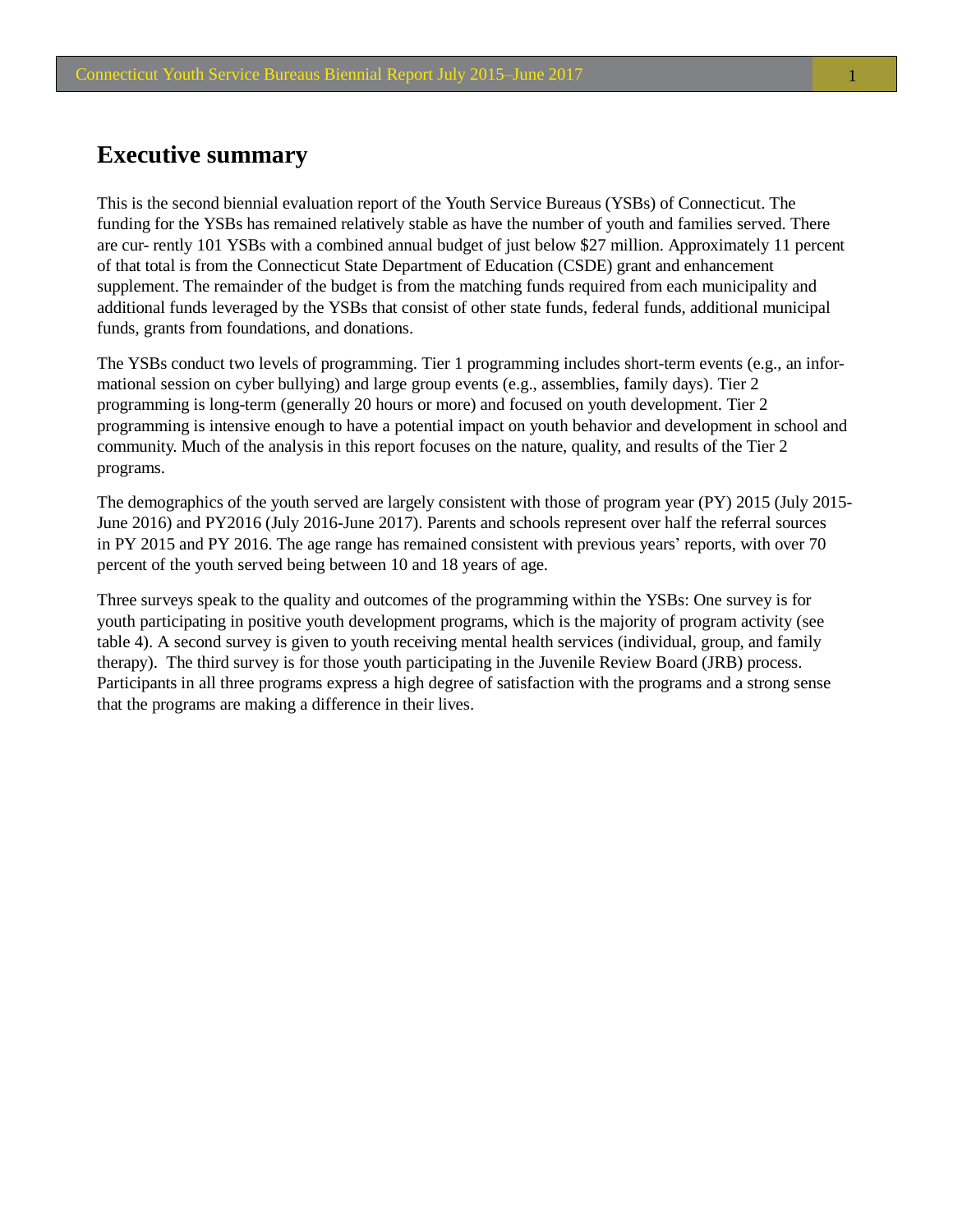# Executive summary

This is the second biennial evaluation report of the Youth Service Bureaus (YSBs) of Connecticut. The funding for the YSBs has remained relatively stable as have the number of youth and families served. There are currently 101 YSBs with a combined annual budget of just below $27 million. Approximately 11 percent of that total is from the Connecticut State Department of Education (CSDE) grant and enhancement supplement. The remainder of the budget is from the matching funds required from each municipality and additional funds leveraged by the YSBs that consist of other state funds, federal funds, additional municipal funds, grants from foundations, and donations.

The YSBs conduct two levels of programming. Tier 1 programming includes short-term events (e.g., an informational session on cyber bullying) and large group events (e.g., assemblies, family days). Tier 2 programming is long-term (generally 20 hours or more) and focused on youth development. Tier 2 programming is intensive enough to have a potential impact on youth behavior and development in school and community. Much of the analysis in this report focuses on the nature, quality, and results of the Tier 2 programs.

The demographics of the youth served are largely consistent with those of program year (PY) 2015 (July 2015-June 2016) and PY2016 (July 2016-June 2017). Parents and schools represent over half the referral sources in PY 2015 and PY 2016. The age range has remained consistent with previous years' reports, with over 70 percent of the youth served being between 10 and 18 years of age.

Three surveys speak to the quality and outcomes of the programming within the YSBs: One survey is for youth participating in positive youth development programs, which is the majority of program activity (see table 4). A second survey is given to youth receiving mental health services (individual, group, and family therapy). The third survey is for those youth participating in the Juvenile Review Board (JRB) process. Participants in all three programs express a high degree of satisfaction with the programs and a strong sense that the programs are making a difference in their lives.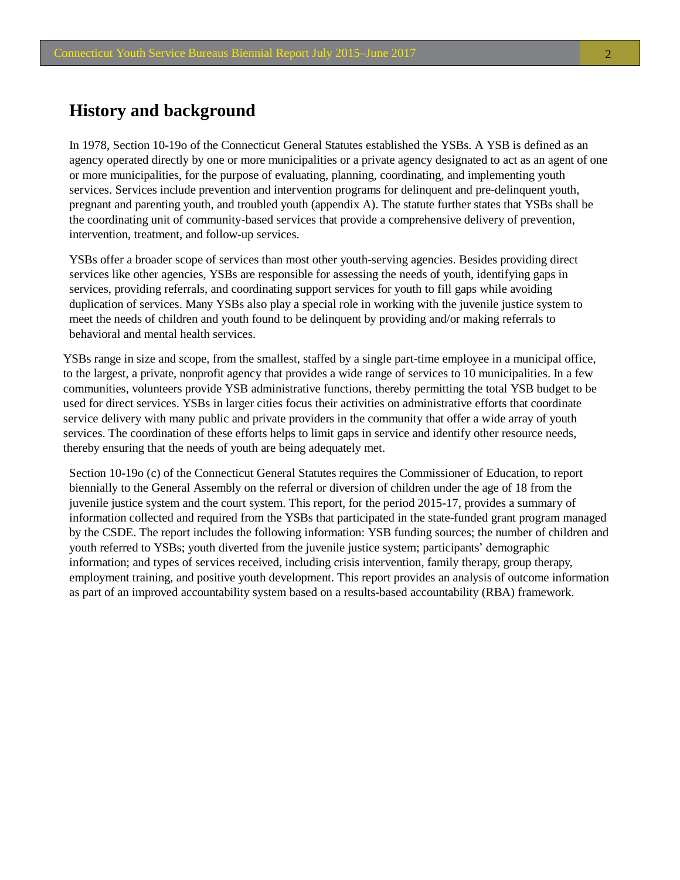## History and background

In 1978, Section 10-19o of the Connecticut General Statutes established the YSBs. A YSB is defined as an agency operated directly by one or more municipalities or a private agency designated to act as an agent of one or more municipalities, for the purpose of evaluating, planning, coordinating, and implementing youth services. Services include prevention and intervention programs for delinquent and pre-delinquent youth, pregnant and parenting youth, and troubled youth (appendix A). The statute further states that YSBs shall be the coordinating unit of community-based services that provide a comprehensive delivery of prevention, intervention, treatment, and follow-up services.

YSBs offer a broader scope of services than most other youth-serving agencies. Besides providing direct services like other agencies, YSBs are responsible for assessing the needs of youth, identifying gaps in services, providing referrals, and coordinating support services for youth to fill gaps while avoiding duplication of services. Many YSBs also play a special role in working with the juvenile justice system to meet the needs of children and youth found to be delinquent by providing and/or making referrals to behavioral and mental health services.

YSBs range in size and scope, from the smallest, staffed by a single part-time employee in a municipal office, to the largest, a private, nonprofit agency that provides a wide range of services to 10 municipalities. In a few communities, volunteers provide YSB administrative functions, thereby permitting the total YSB budget to be used for direct services. YSBs in larger cities focus their activities on administrative efforts that coordinate service delivery with many public and private providers in the community that offer a wide array of youth services. The coordination of these efforts helps to limit gaps in service and identify other resource needs, thereby ensuring that the needs of youth are being adequately met.

Section 10-19o (c) of the Connecticut General Statutes requires the Commissioner of Education, to report biennially to the General Assembly on the referral or diversion of children under the age of 18 from the juvenile justice system and the court system. This report, for the period 2015-17, provides a summary of information collected and required from the YSBs that participated in the state-funded grant program managed by the CSDE. The report includes the following information: YSB funding sources; the number of children and youth referred to YSBs; youth diverted from the juvenile justice system; participants' demographic information; and types of services received, including crisis intervention, family therapy, group therapy, employment training, and positive youth development. This report provides an analysis of outcome information as part of an improved accountability system based on a results-based accountability (RBA) framework.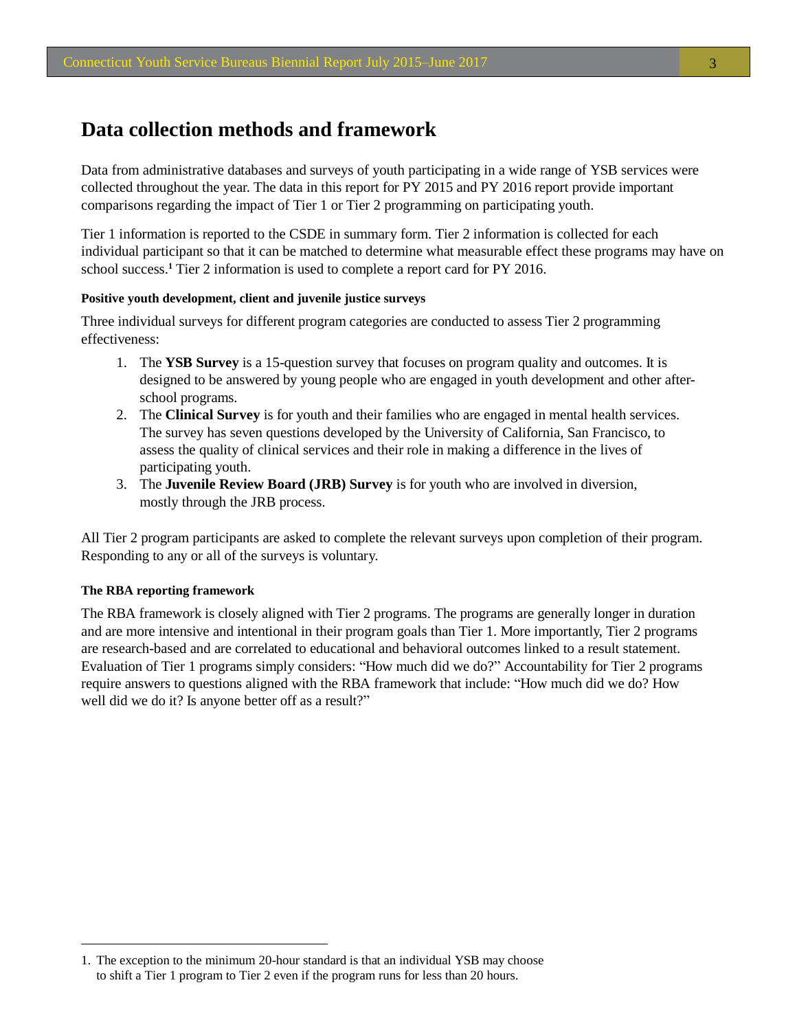## Data collection methods and framework

Data from administrative databases and surveys of youth participating in a wide range of YSB services were collected throughout the year. The data in this report for PY 2015 and PY 2016 report provide important comparisons regarding the impact of Tier 1 or Tier 2 programming on participating youth.

Tier 1 information is reported to the CSDE in summary form. Tier 2 information is collected for each individual participant so that it can be matched to determine what measurable effect these programs may have on school success.[1] Tier 2 information is used to complete a report card for PY 2016.

#### Positive youth development, client and juvenile justice surveys

Three individual surveys for different program categories are conducted to assess Tier 2 programming effectiveness:

1. The **YSB Survey** is a 15-question survey that focuses on program quality and outcomes. It is designed to be answered by young people who are engaged in youth development and other after-school programs.
2. The **Clinical Survey** is for youth and their families who are engaged in mental health services. The survey has seven questions developed by the University of California, San Francisco, to assess the quality of clinical services and their role in making a difference in the lives of participating youth.
3. The **Juvenile Review Board (JRB) Survey** is for youth who are involved in diversion, mostly through the JRB process.

All Tier 2 program participants are asked to complete the relevant surveys upon completion of their program. Responding to any or all of the surveys is voluntary.

#### The RBA reporting framework

The RBA framework is closely aligned with Tier 2 programs. The programs are generally longer in duration and are more intensive and intentional in their program goals than Tier 1. More importantly, Tier 2 programs are research-based and are correlated to educational and behavioral outcomes linked to a result statement. Evaluation of Tier 1 programs simply considers: "How much did we do?" Accountability for Tier 2 programs require answers to questions aligned with the RBA framework that include: "How much did we do? How well did we do it? Is anyone better off as a result?"

---

1. The exception to the minimum 20-hour standard is that an individual YSB may choose to shift a Tier 1 program to Tier 2 even if the program runs for less than 20 hours.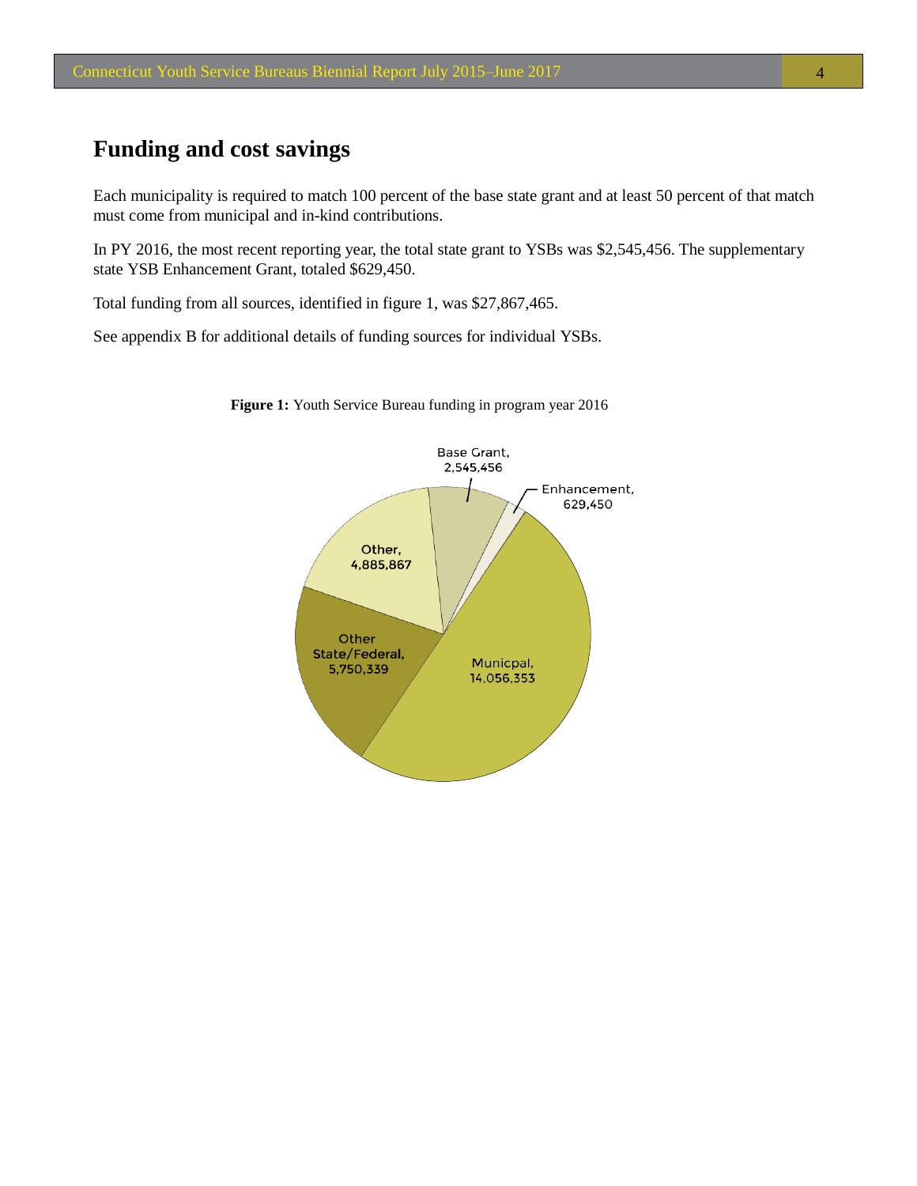## Funding and cost savings

Each municipality is required to match 100 percent of the base state grant and at least 50 percent of that match must come from municipal and in-kind contributions.

In PY 2016, the most recent reporting year, the total state grant to YSBs was $2,545,456. The supplementary state YSB Enhancement Grant, totaled $629,450.

Total funding from all sources, identified in figure 1, was $27,867,465.

See appendix B for additional details of funding sources for individual YSBs.

**Figure 1:** Youth Service Bureau funding in program year 2016

Base Grant, 2,545,456

Enhancement, 629,450

Other, 4,885,867

Other State/Federal, 5,750,339

Municpal, 14,056,353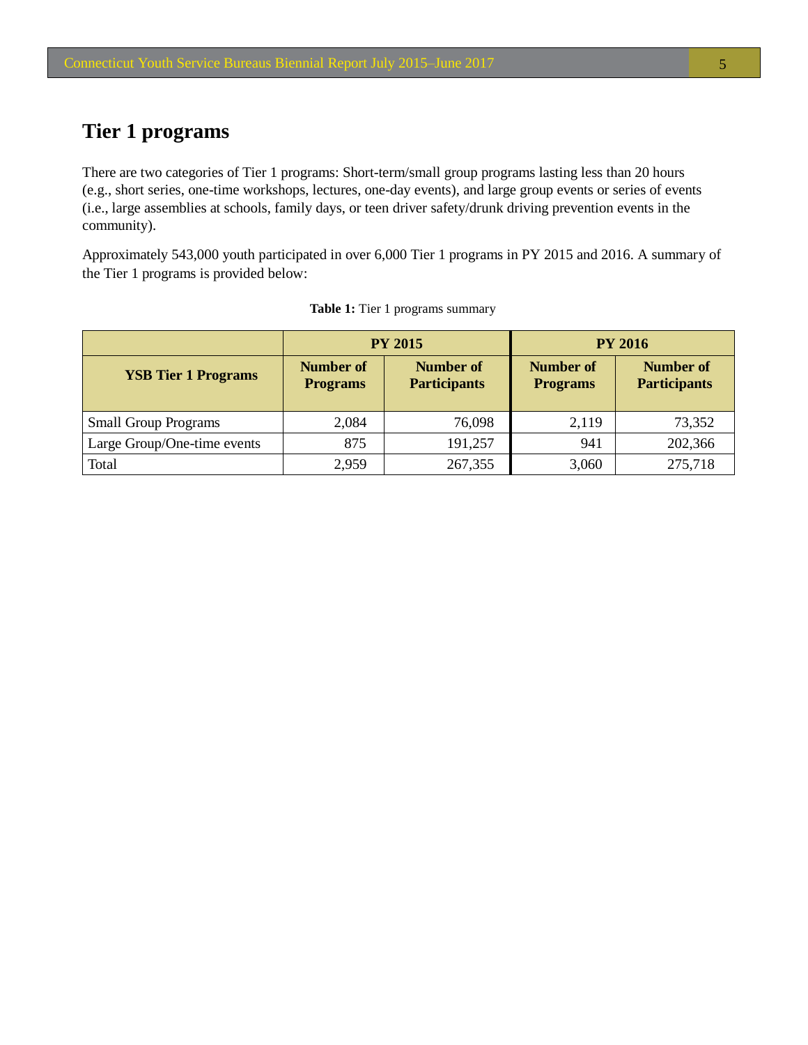# Tier 1 programs

There are two categories of Tier 1 programs: Short-term/small group programs lasting less than 20 hours (e.g., short series, one-time workshops, lectures, one-day events), and large group events or series of events (i.e., large assemblies at schools, family days, or teen driver safety/drunk driving prevention events in the community).

Approximately 543,000 youth participated in over 6,000 Tier 1 programs in PY 2015 and 2016. A summary of the Tier 1 programs is provided below:

**Table 1:** Tier 1 programs summary

| | PY 2015 | | PY 2016 | |
|---|---|---|---|---|
| **YSB Tier 1 Programs** | **Number of Programs** | **Number of Participants** | **Number of Programs** | **Number of Participants** |
| Small Group Programs | 2,084 | 76,098 | 2,119 | 73,352 |
| Large Group/One-time events | 875 | 191,257 | 941 | 202,366 |
| Total | 2,959 | 267,355 | 3,060 | 275,718 |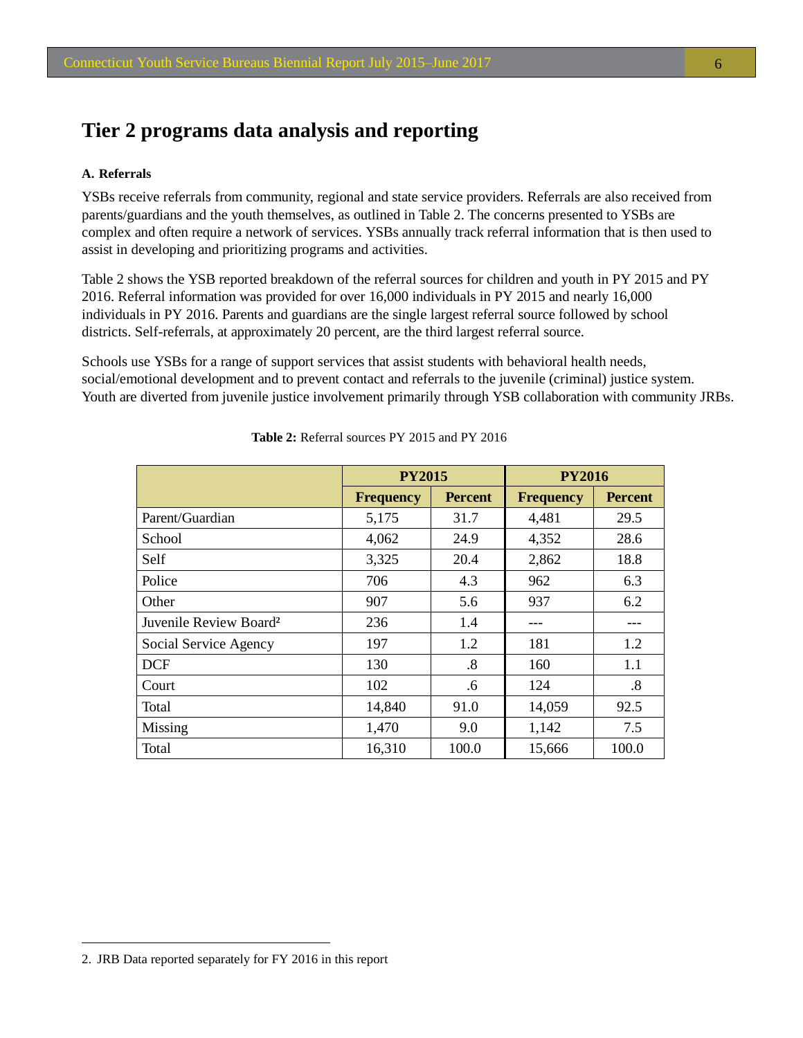# Tier 2 programs data analysis and reporting

**A. Referrals**

YSBs receive referrals from community, regional and state service providers. Referrals are also received from parents/guardians and the youth themselves, as outlined in Table 2. The concerns presented to YSBs are complex and often require a network of services. YSBs annually track referral information that is then used to assist in developing and prioritizing programs and activities.

Table 2 shows the YSB reported breakdown of the referral sources for children and youth in PY 2015 and PY 2016. Referral information was provided for over 16,000 individuals in PY 2015 and nearly 16,000 individuals in PY 2016. Parents and guardians are the single largest referral source followed by school districts. Self-referrals, at approximately 20 percent, are the third largest referral source.

Schools use YSBs for a range of support services that assist students with behavioral health needs, social/emotional development and to prevent contact and referrals to the juvenile (criminal) justice system. Youth are diverted from juvenile justice involvement primarily through YSB collaboration with community JRBs.

**Table 2:** Referral sources PY 2015 and PY 2016

| | PY2015 | | PY2016 | |
|---|---|---|---|---|
| | **Frequency** | **Percent** | **Frequency** | **Percent** |
| Parent/Guardian | 5,175 | 31.7 | 4,481 | 29.5 |
| School | 4,062 | 24.9 | 4,352 | 28.6 |
| Self | 3,325 | 20.4 | 2,862 | 18.8 |
| Police | 706 | 4.3 | 962 | 6.3 |
| Other | 907 | 5.6 | 937 | 6.2 |
| Juvenile Review Board[2] | 236 | 1.4 | --- | --- |
| Social Service Agency | 197 | 1.2 | 181 | 1.2 |
| DCF | 130 | .8 | 160 | 1.1 |
| Court | 102 | .6 | 124 | .8 |
| Total | 14,840 | 91.0 | 14,059 | 92.5 |
| Missing | 1,470 | 9.0 | 1,142 | 7.5 |
| Total | 16,310 | 100.0 | 15,666 | 100.0 |

2. JRB Data reported separately for FY 2016 in this report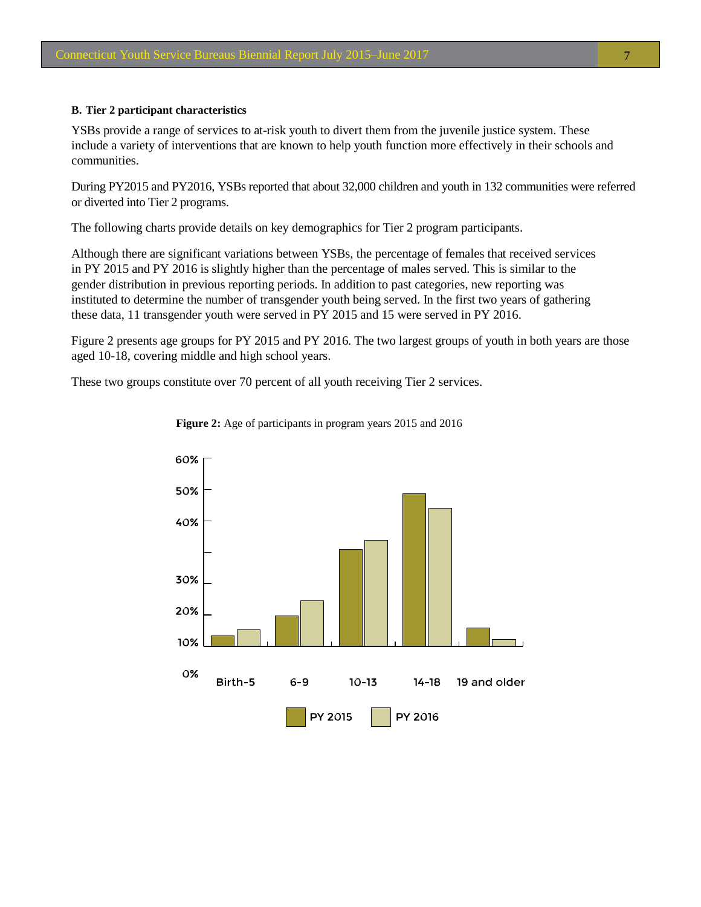### B. Tier 2 participant characteristics

YSBs provide a range of services to at-risk youth to divert them from the juvenile justice system. These include a variety of interventions that are known to help youth function more effectively in their schools and communities.

During PY2015 and PY2016, YSBs reported that about 32,000 children and youth in 132 communities were referred or diverted into Tier 2 programs.

The following charts provide details on key demographics for Tier 2 program participants.

Although there are significant variations between YSBs, the percentage of females that received services in PY 2015 and PY 2016 is slightly higher than the percentage of males served. This is similar to the gender distribution in previous reporting periods. In addition to past categories, new reporting was instituted to determine the number of transgender youth being served. In the first two years of gathering these data, 11 transgender youth were served in PY 2015 and 15 were served in PY 2016.

Figure 2 presents age groups for PY 2015 and PY 2016. The two largest groups of youth in both years are those aged 10-18, covering middle and high school years.

These two groups constitute over 70 percent of all youth receiving Tier 2 services.

**Figure 2:** Age of participants in program years 2015 and 2016

60%
50%
40%
30%
20%
10%
0%

Birth-5 | 6-9 | 10-13 | 14-18 | 19 and older

PY 2015 | PY 2016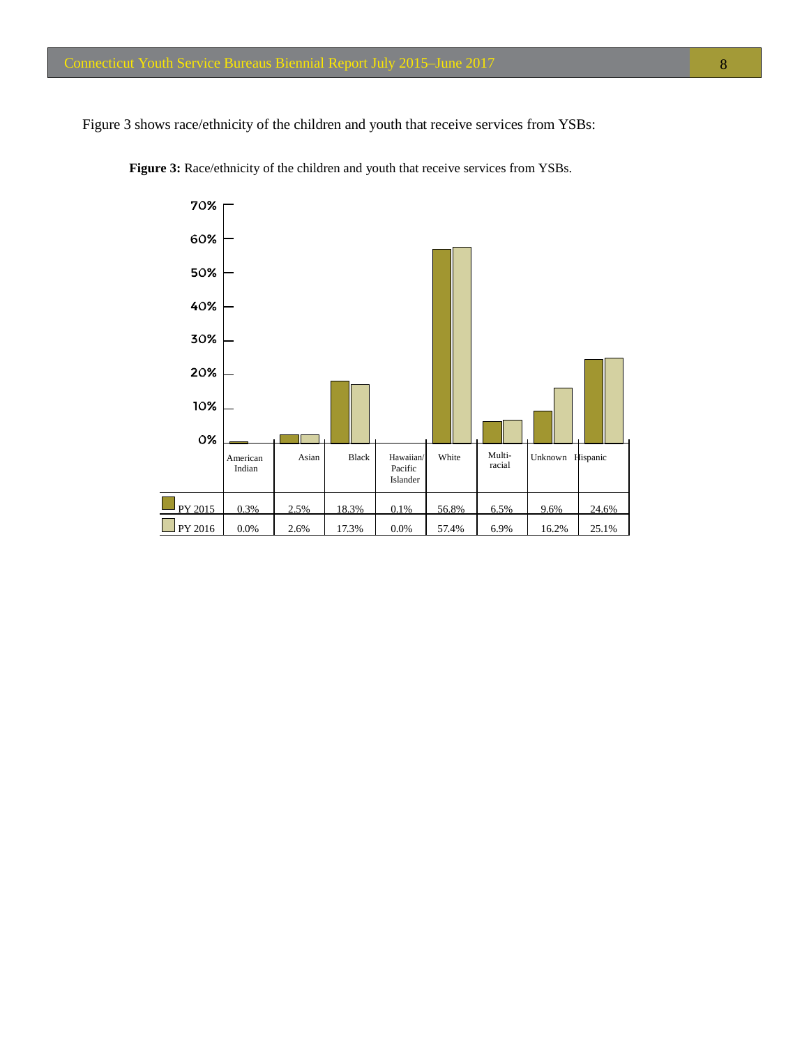Figure 3 shows race/ethnicity of the children and youth that receive services from YSBs:

**Figure 3:** Race/ethnicity of the children and youth that receive services from YSBs.

| | American Indian | Asian | Black | Hawaiian/ Pacific Islander | White | Multi-racial | Unknown | Hispanic |
|---|---|---|---|---|---|---|---|---|
| PY 2015 | 0.3% | 2.5% | 18.3% | 0.1% | 56.8% | 6.5% | 9.6% | 24.6% |
| PY 2016 | 0.0% | 2.6% | 17.3% | 0.0% | 57.4% | 6.9% | 16.2% | 25.1% |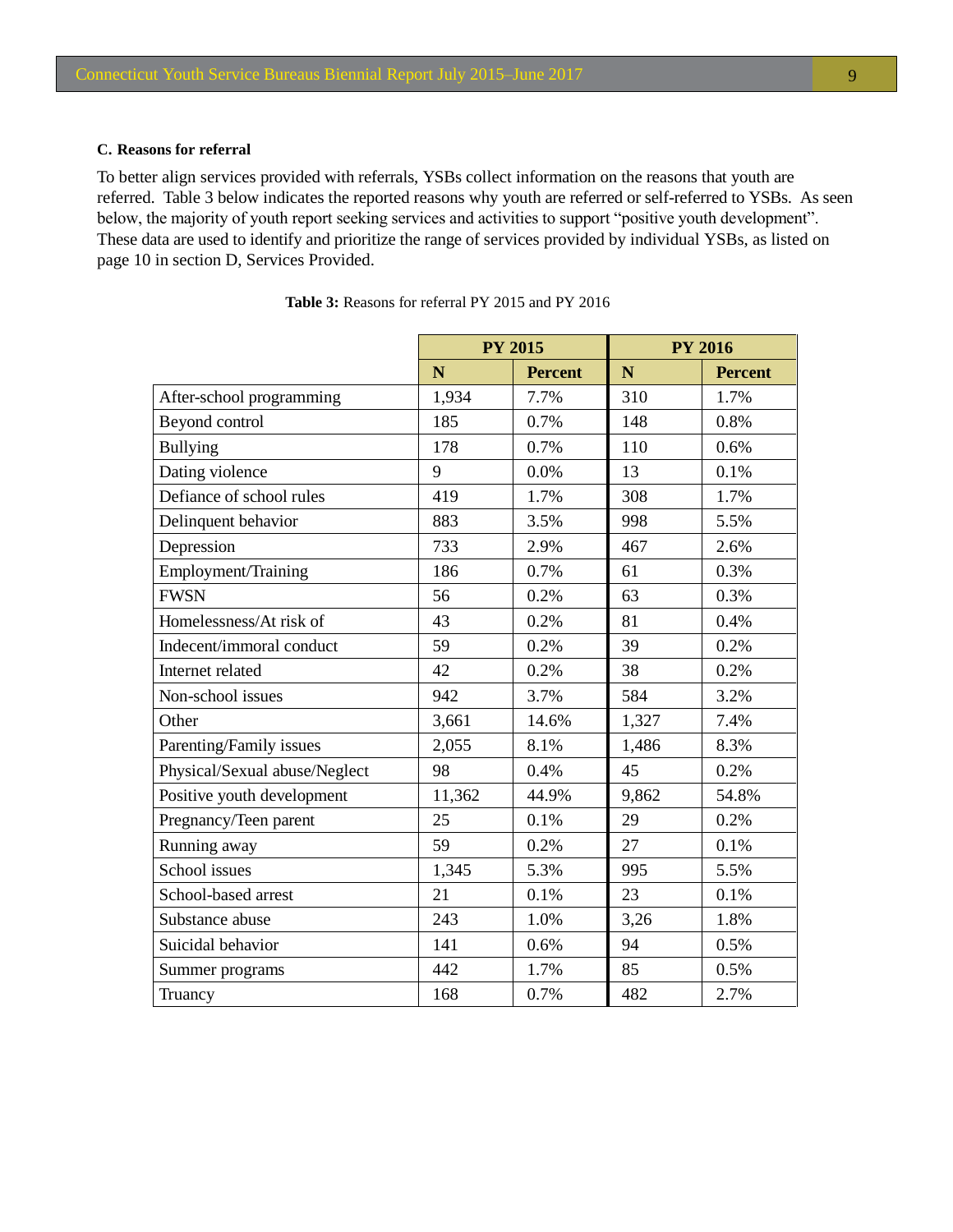### C. Reasons for referral

To better align services provided with referrals, YSBs collect information on the reasons that youth are referred. Table 3 below indicates the reported reasons why youth are referred or self-referred to YSBs. As seen below, the majority of youth report seeking services and activities to support "positive youth development". These data are used to identify and prioritize the range of services provided by individual YSBs, as listed on page 10 in section D, Services Provided.

**Table 3:** Reasons for referral PY 2015 and PY 2016

| | PY 2015 | | PY 2016 | |
|---|---|---|---|---|
| | **N** | **Percent** | **N** | **Percent** |
| After-school programming | 1,934 | 7.7% | 310 | 1.7% |
| Beyond control | 185 | 0.7% | 148 | 0.8% |
| Bullying | 178 | 0.7% | 110 | 0.6% |
| Dating violence | 9 | 0.0% | 13 | 0.1% |
| Defiance of school rules | 419 | 1.7% | 308 | 1.7% |
| Delinquent behavior | 883 | 3.5% | 998 | 5.5% |
| Depression | 733 | 2.9% | 467 | 2.6% |
| Employment/Training | 186 | 0.7% | 61 | 0.3% |
| FWSN | 56 | 0.2% | 63 | 0.3% |
| Homelessness/At risk of | 43 | 0.2% | 81 | 0.4% |
| Indecent/immoral conduct | 59 | 0.2% | 39 | 0.2% |
| Internet related | 42 | 0.2% | 38 | 0.2% |
| Non-school issues | 942 | 3.7% | 584 | 3.2% |
| Other | 3,661 | 14.6% | 1,327 | 7.4% |
| Parenting/Family issues | 2,055 | 8.1% | 1,486 | 8.3% |
| Physical/Sexual abuse/Neglect | 98 | 0.4% | 45 | 0.2% |
| Positive youth development | 11,362 | 44.9% | 9,862 | 54.8% |
| Pregnancy/Teen parent | 25 | 0.1% | 29 | 0.2% |
| Running away | 59 | 0.2% | 27 | 0.1% |
| School issues | 1,345 | 5.3% | 995 | 5.5% |
| School-based arrest | 21 | 0.1% | 23 | 0.1% |
| Substance abuse | 243 | 1.0% | 3,26 | 1.8% |
| Suicidal behavior | 141 | 0.6% | 94 | 0.5% |
| Summer programs | 442 | 1.7% | 85 | 0.5% |
| Truancy | 168 | 0.7% | 482 | 2.7% |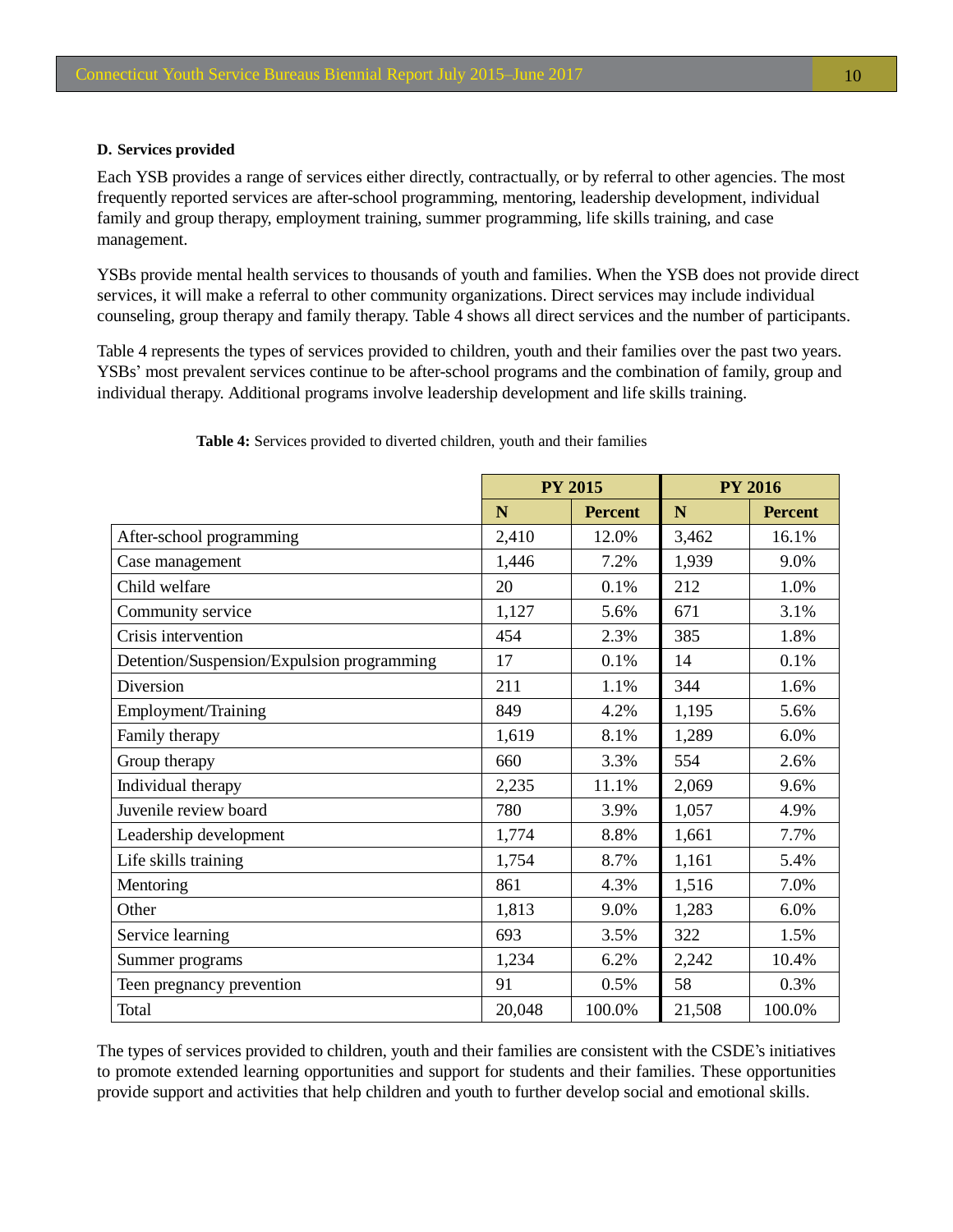#### D. Services provided

Each YSB provides a range of services either directly, contractually, or by referral to other agencies. The most frequently reported services are after-school programming, mentoring, leadership development, individual family and group therapy, employment training, summer programming, life skills training, and case management.

YSBs provide mental health services to thousands of youth and families. When the YSB does not provide direct services, it will make a referral to other community organizations. Direct services may include individual counseling, group therapy and family therapy. Table 4 shows all direct services and the number of participants.

Table 4 represents the types of services provided to children, youth and their families over the past two years. YSBs' most prevalent services continue to be after-school programs and the combination of family, group and individual therapy. Additional programs involve leadership development and life skills training.

**Table 4:** Services provided to diverted children, youth and their families

| | PY 2015 | | PY 2016 | |
|---|---|---|---|---|
| | **N** | **Percent** | **N** | **Percent** |
| After-school programming | 2,410 | 12.0% | 3,462 | 16.1% |
| Case management | 1,446 | 7.2% | 1,939 | 9.0% |
| Child welfare | 20 | 0.1% | 212 | 1.0% |
| Community service | 1,127 | 5.6% | 671 | 3.1% |
| Crisis intervention | 454 | 2.3% | 385 | 1.8% |
| Detention/Suspension/Expulsion programming | 17 | 0.1% | 14 | 0.1% |
| Diversion | 211 | 1.1% | 344 | 1.6% |
| Employment/Training | 849 | 4.2% | 1,195 | 5.6% |
| Family therapy | 1,619 | 8.1% | 1,289 | 6.0% |
| Group therapy | 660 | 3.3% | 554 | 2.6% |
| Individual therapy | 2,235 | 11.1% | 2,069 | 9.6% |
| Juvenile review board | 780 | 3.9% | 1,057 | 4.9% |
| Leadership development | 1,774 | 8.8% | 1,661 | 7.7% |
| Life skills training | 1,754 | 8.7% | 1,161 | 5.4% |
| Mentoring | 861 | 4.3% | 1,516 | 7.0% |
| Other | 1,813 | 9.0% | 1,283 | 6.0% |
| Service learning | 693 | 3.5% | 322 | 1.5% |
| Summer programs | 1,234 | 6.2% | 2,242 | 10.4% |
| Teen pregnancy prevention | 91 | 0.5% | 58 | 0.3% |
| Total | 20,048 | 100.0% | 21,508 | 100.0% |

The types of services provided to children, youth and their families are consistent with the CSDE's initiatives to promote extended learning opportunities and support for students and their families. These opportunities provide support and activities that help children and youth to further develop social and emotional skills.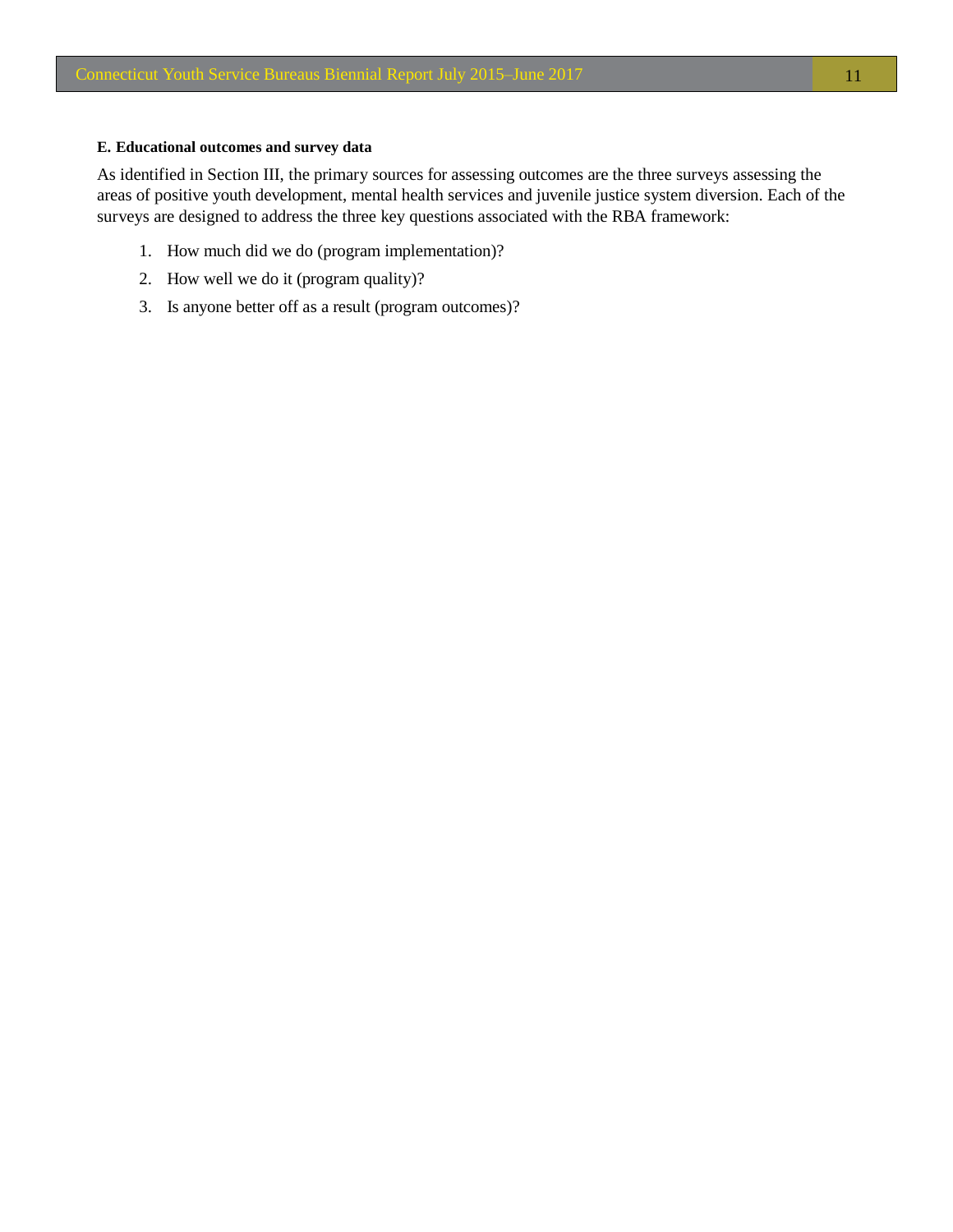**E. Educational outcomes and survey data**

As identified in Section III, the primary sources for assessing outcomes are the three surveys assessing the areas of positive youth development, mental health services and juvenile justice system diversion. Each of the surveys are designed to address the three key questions associated with the RBA framework:

1. How much did we do (program implementation)?
2. How well we do it (program quality)?
3. Is anyone better off as a result (program outcomes)?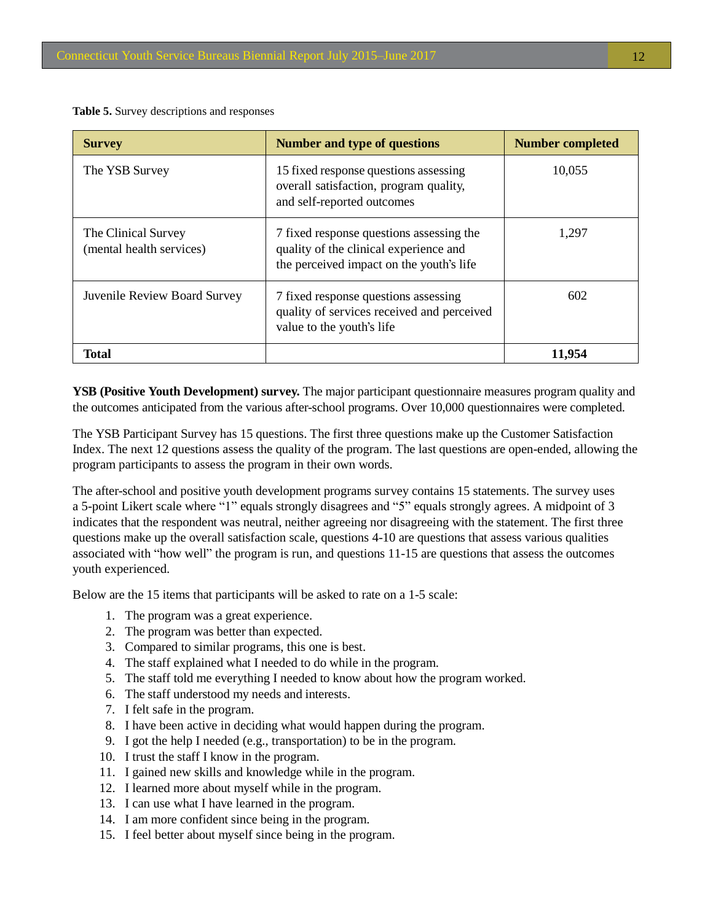**Table 5.** Survey descriptions and responses

| Survey | Number and type of questions | Number completed |
|---|---|---|
| The YSB Survey | 15 fixed response questions assessing overall satisfaction, program quality, and self-reported outcomes | 10,055 |
| The Clinical Survey (mental health services) | 7 fixed response questions assessing the quality of the clinical experience and the perceived impact on the youth's life | 1,297 |
| Juvenile Review Board Survey | 7 fixed response questions assessing quality of services received and perceived value to the youth's life | 602 |
| **Total** | | **11,954** |

**YSB (Positive Youth Development) survey.** The major participant questionnaire measures program quality and the outcomes anticipated from the various after-school programs. Over 10,000 questionnaires were completed.

The YSB Participant Survey has 15 questions. The first three questions make up the Customer Satisfaction Index. The next 12 questions assess the quality of the program. The last questions are open-ended, allowing the program participants to assess the program in their own words.

The after-school and positive youth development programs survey contains 15 statements. The survey uses a 5-point Likert scale where "1" equals strongly disagrees and "5" equals strongly agrees. A midpoint of 3 indicates that the respondent was neutral, neither agreeing nor disagreeing with the statement. The first three questions make up the overall satisfaction scale, questions 4-10 are questions that assess various qualities associated with "how well" the program is run, and questions 11-15 are questions that assess the outcomes youth experienced.

Below are the 15 items that participants will be asked to rate on a 1-5 scale:

1. The program was a great experience.
2. The program was better than expected.
3. Compared to similar programs, this one is best.
4. The staff explained what I needed to do while in the program.
5. The staff told me everything I needed to know about how the program worked.
6. The staff understood my needs and interests.
7. I felt safe in the program.
8. I have been active in deciding what would happen during the program.
9. I got the help I needed (e.g., transportation) to be in the program.
10. I trust the staff I know in the program.
11. I gained new skills and knowledge while in the program.
12. I learned more about myself while in the program.
13. I can use what I have learned in the program.
14. I am more confident since being in the program.
15. I feel better about myself since being in the program.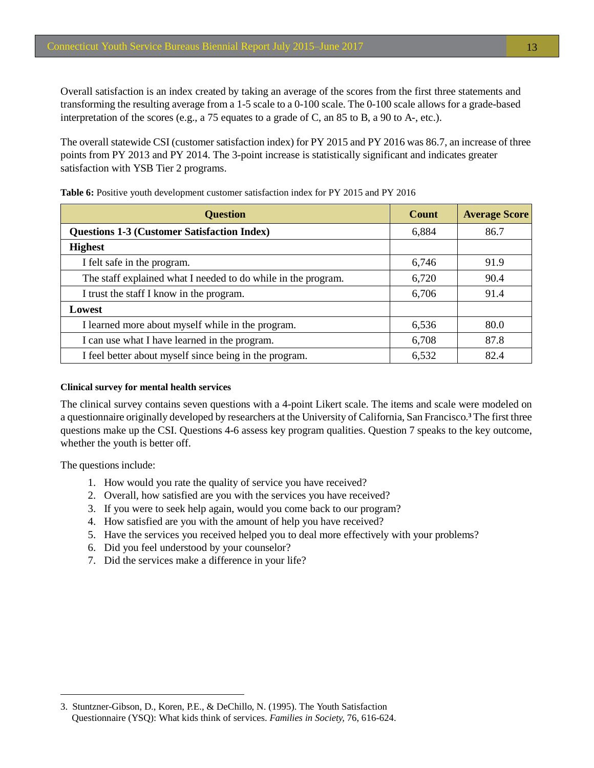Overall satisfaction is an index created by taking an average of the scores from the first three statements and transforming the resulting average from a 1-5 scale to a 0-100 scale. The 0-100 scale allows for a grade-based interpretation of the scores (e.g., a 75 equates to a grade of C, an 85 to B, a 90 to A-, etc.).

The overall statewide CSI (customer satisfaction index) for PY 2015 and PY 2016 was 86.7, an increase of three points from PY 2013 and PY 2014. The 3-point increase is statistically significant and indicates greater satisfaction with YSB Tier 2 programs.

**Table 6:** Positive youth development customer satisfaction index for PY 2015 and PY 2016

| Question | Count | Average Score |
|---|---|---|
| **Questions 1-3 (Customer Satisfaction Index)** | 6,884 | 86.7 |
| **Highest** | | |
| I felt safe in the program. | 6,746 | 91.9 |
| The staff explained what I needed to do while in the program. | 6,720 | 90.4 |
| I trust the staff I know in the program. | 6,706 | 91.4 |
| **Lowest** | | |
| I learned more about myself while in the program. | 6,536 | 80.0 |
| I can use what I have learned in the program. | 6,708 | 87.8 |
| I feel better about myself since being in the program. | 6,532 | 82.4 |

#### Clinical survey for mental health services

The clinical survey contains seven questions with a 4-point Likert scale. The items and scale were modeled on a questionnaire originally developed by researchers at the University of California, San Francisco.[3] The first three questions make up the CSI. Questions 4-6 assess key program qualities. Question 7 speaks to the key outcome, whether the youth is better off.

The questions include:

1. How would you rate the quality of service you have received?
2. Overall, how satisfied are you with the services you have received?
3. If you were to seek help again, would you come back to our program?
4. How satisfied are you with the amount of help you have received?
5. Have the services you received helped you to deal more effectively with your problems?
6. Did you feel understood by your counselor?
7. Did the services make a difference in your life?

---

3. Stuntzner-Gibson, D., Koren, P.E., & DeChillo, N. (1995). The Youth Satisfaction Questionnaire (YSQ): What kids think of services. *Families in Society,* 76, 616-624.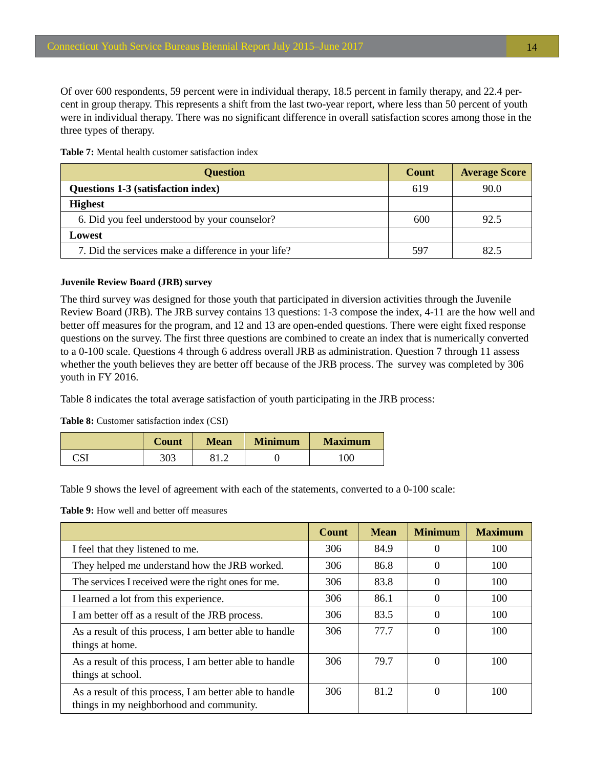Of over 600 respondents, 59 percent were in individual therapy, 18.5 percent in family therapy, and 22.4 percent in group therapy. This represents a shift from the last two-year report, where less than 50 percent of youth were in individual therapy. There was no significant difference in overall satisfaction scores among those in the three types of therapy.

**Table 7:** Mental health customer satisfaction index

| Question | Count | Average Score |
|---|---|---|
| **Questions 1-3 (satisfaction index)** | 619 | 90.0 |
| **Highest** | | |
| 6. Did you feel understood by your counselor? | 600 | 92.5 |
| **Lowest** | | |
| 7. Did the services make a difference in your life? | 597 | 82.5 |

#### Juvenile Review Board (JRB) survey

The third survey was designed for those youth that participated in diversion activities through the Juvenile Review Board (JRB). The JRB survey contains 13 questions: 1-3 compose the index, 4-11 are the how well and better off measures for the program, and 12 and 13 are open-ended questions. There were eight fixed response questions on the survey. The first three questions are combined to create an index that is numerically converted to a 0-100 scale. Questions 4 through 6 address overall JRB as administration. Question 7 through 11 assess whether the youth believes they are better off because of the JRB process. The survey was completed by 306 youth in FY 2016.

Table 8 indicates the total average satisfaction of youth participating in the JRB process:

**Table 8:** Customer satisfaction index (CSI)

| | Count | Mean | Minimum | Maximum |
|---|---|---|---|---|
| CSI | 303 | 81.2 | 0 | 100 |

Table 9 shows the level of agreement with each of the statements, converted to a 0-100 scale:

**Table 9:** How well and better off measures

| | Count | Mean | Minimum | Maximum |
|---|---|---|---|---|
| I feel that they listened to me. | 306 | 84.9 | 0 | 100 |
| They helped me understand how the JRB worked. | 306 | 86.8 | 0 | 100 |
| The services I received were the right ones for me. | 306 | 83.8 | 0 | 100 |
| I learned a lot from this experience. | 306 | 86.1 | 0 | 100 |
| I am better off as a result of the JRB process. | 306 | 83.5 | 0 | 100 |
| As a result of this process, I am better able to handle things at home. | 306 | 77.7 | 0 | 100 |
| As a result of this process, I am better able to handle things at school. | 306 | 79.7 | 0 | 100 |
| As a result of this process, I am better able to handle things in my neighborhood and community. | 306 | 81.2 | 0 | 100 |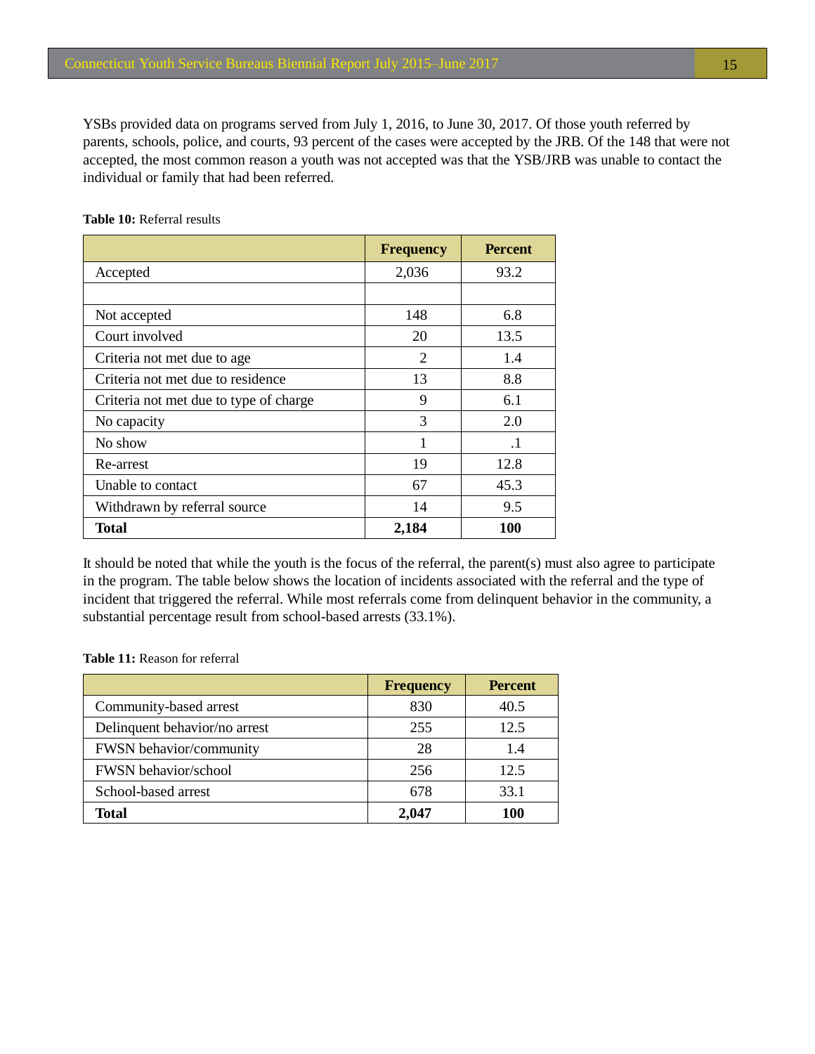YSBs provided data on programs served from July 1, 2016, to June 30, 2017. Of those youth referred by parents, schools, police, and courts, 93 percent of the cases were accepted by the JRB. Of the 148 that were not accepted, the most common reason a youth was not accepted was that the YSB/JRB was unable to contact the individual or family that had been referred.

**Table 10:** Referral results

| | Frequency | Percent |
|---|---|---|
| Accepted | 2,036 | 93.2 |
| | | |
| Not accepted | 148 | 6.8 |
| Court involved | 20 | 13.5 |
| Criteria not met due to age | 2 | 1.4 |
| Criteria not met due to residence | 13 | 8.8 |
| Criteria not met due to type of charge | 9 | 6.1 |
| No capacity | 3 | 2.0 |
| No show | 1 | .1 |
| Re-arrest | 19 | 12.8 |
| Unable to contact | 67 | 45.3 |
| Withdrawn by referral source | 14 | 9.5 |
| **Total** | **2,184** | **100** |

It should be noted that while the youth is the focus of the referral, the parent(s) must also agree to participate in the program. The table below shows the location of incidents associated with the referral and the type of incident that triggered the referral. While most referrals come from delinquent behavior in the community, a substantial percentage result from school-based arrests (33.1%).

**Table 11:** Reason for referral

| | Frequency | Percent |
|---|---|---|
| Community-based arrest | 830 | 40.5 |
| Delinquent behavior/no arrest | 255 | 12.5 |
| FWSN behavior/community | 28 | 1.4 |
| FWSN behavior/school | 256 | 12.5 |
| School-based arrest | 678 | 33.1 |
| **Total** | **2,047** | **100** |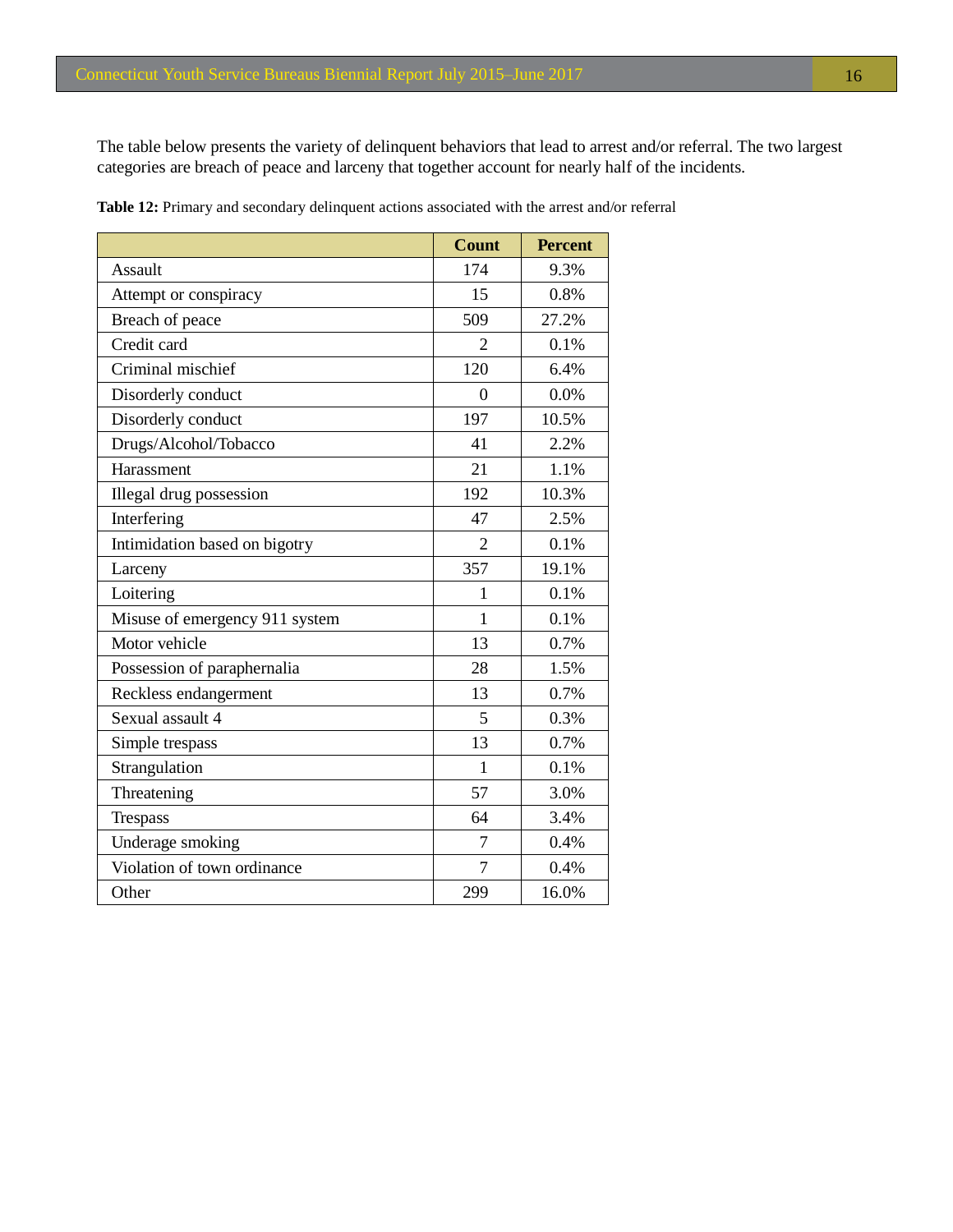The table below presents the variety of delinquent behaviors that lead to arrest and/or referral. The two largest categories are breach of peace and larceny that together account for nearly half of the incidents.

**Table 12:** Primary and secondary delinquent actions associated with the arrest and/or referral

| | Count | Percent |
|---|---|---|
| Assault | 174 | 9.3% |
| Attempt or conspiracy | 15 | 0.8% |
| Breach of peace | 509 | 27.2% |
| Credit card | 2 | 0.1% |
| Criminal mischief | 120 | 6.4% |
| Disorderly conduct | 0 | 0.0% |
| Disorderly conduct | 197 | 10.5% |
| Drugs/Alcohol/Tobacco | 41 | 2.2% |
| Harassment | 21 | 1.1% |
| Illegal drug possession | 192 | 10.3% |
| Interfering | 47 | 2.5% |
| Intimidation based on bigotry | 2 | 0.1% |
| Larceny | 357 | 19.1% |
| Loitering | 1 | 0.1% |
| Misuse of emergency 911 system | 1 | 0.1% |
| Motor vehicle | 13 | 0.7% |
| Possession of paraphernalia | 28 | 1.5% |
| Reckless endangerment | 13 | 0.7% |
| Sexual assault 4 | 5 | 0.3% |
| Simple trespass | 13 | 0.7% |
| Strangulation | 1 | 0.1% |
| Threatening | 57 | 3.0% |
| Trespass | 64 | 3.4% |
| Underage smoking | 7 | 0.4% |
| Violation of town ordinance | 7 | 0.4% |
| Other | 299 | 16.0% |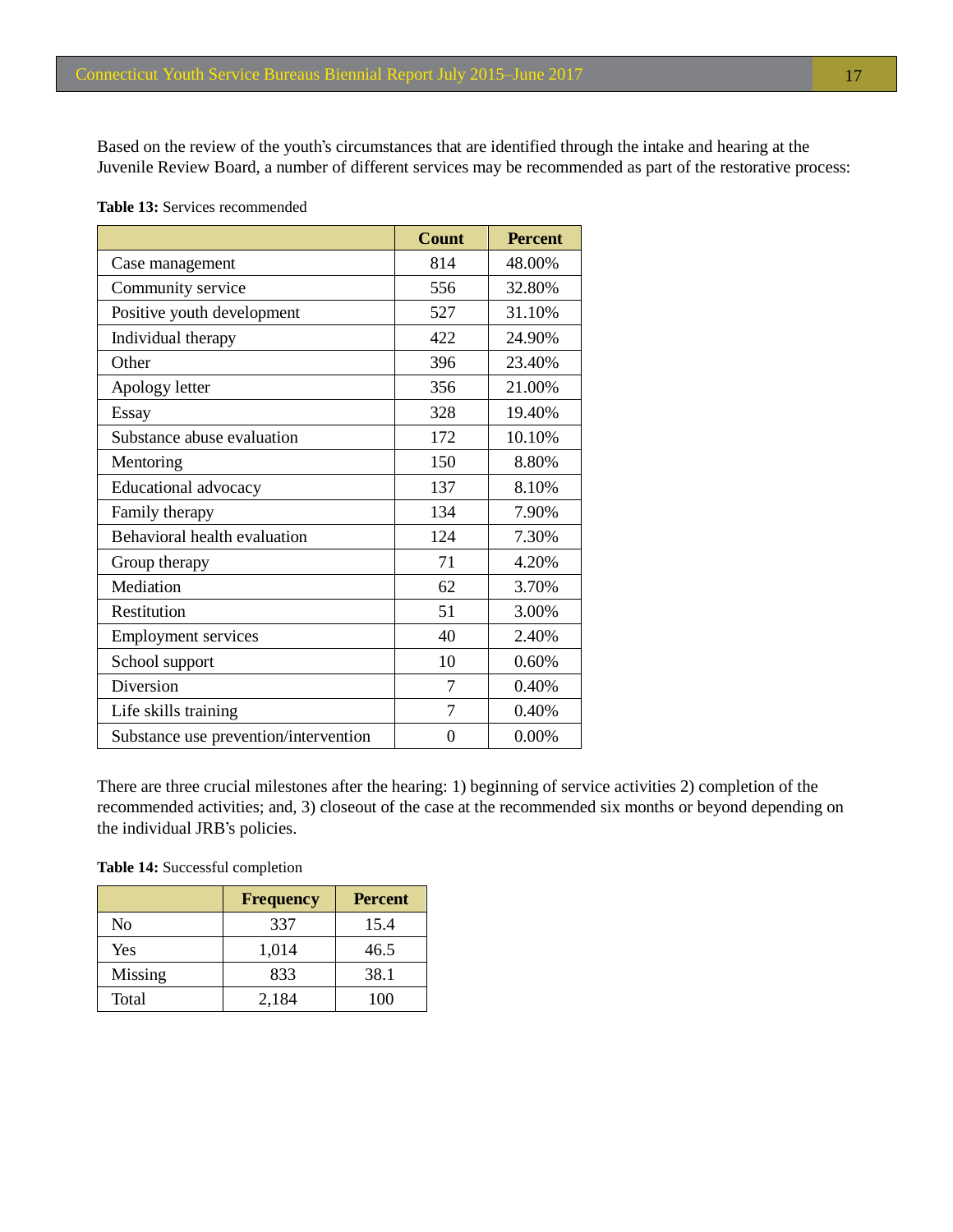Based on the review of the youth's circumstances that are identified through the intake and hearing at the Juvenile Review Board, a number of different services may be recommended as part of the restorative process:

**Table 13:** Services recommended

| | Count | Percent |
|---|---|---|
| Case management | 814 | 48.00% |
| Community service | 556 | 32.80% |
| Positive youth development | 527 | 31.10% |
| Individual therapy | 422 | 24.90% |
| Other | 396 | 23.40% |
| Apology letter | 356 | 21.00% |
| Essay | 328 | 19.40% |
| Substance abuse evaluation | 172 | 10.10% |
| Mentoring | 150 | 8.80% |
| Educational advocacy | 137 | 8.10% |
| Family therapy | 134 | 7.90% |
| Behavioral health evaluation | 124 | 7.30% |
| Group therapy | 71 | 4.20% |
| Mediation | 62 | 3.70% |
| Restitution | 51 | 3.00% |
| Employment services | 40 | 2.40% |
| School support | 10 | 0.60% |
| Diversion | 7 | 0.40% |
| Life skills training | 7 | 0.40% |
| Substance use prevention/intervention | 0 | 0.00% |

There are three crucial milestones after the hearing: 1) beginning of service activities 2) completion of the recommended activities; and, 3) closeout of the case at the recommended six months or beyond depending on the individual JRB's policies.

**Table 14:** Successful completion

| | Frequency | Percent |
|---|---|---|
| No | 337 | 15.4 |
| Yes | 1,014 | 46.5 |
| Missing | 833 | 38.1 |
| Total | 2,184 | 100 |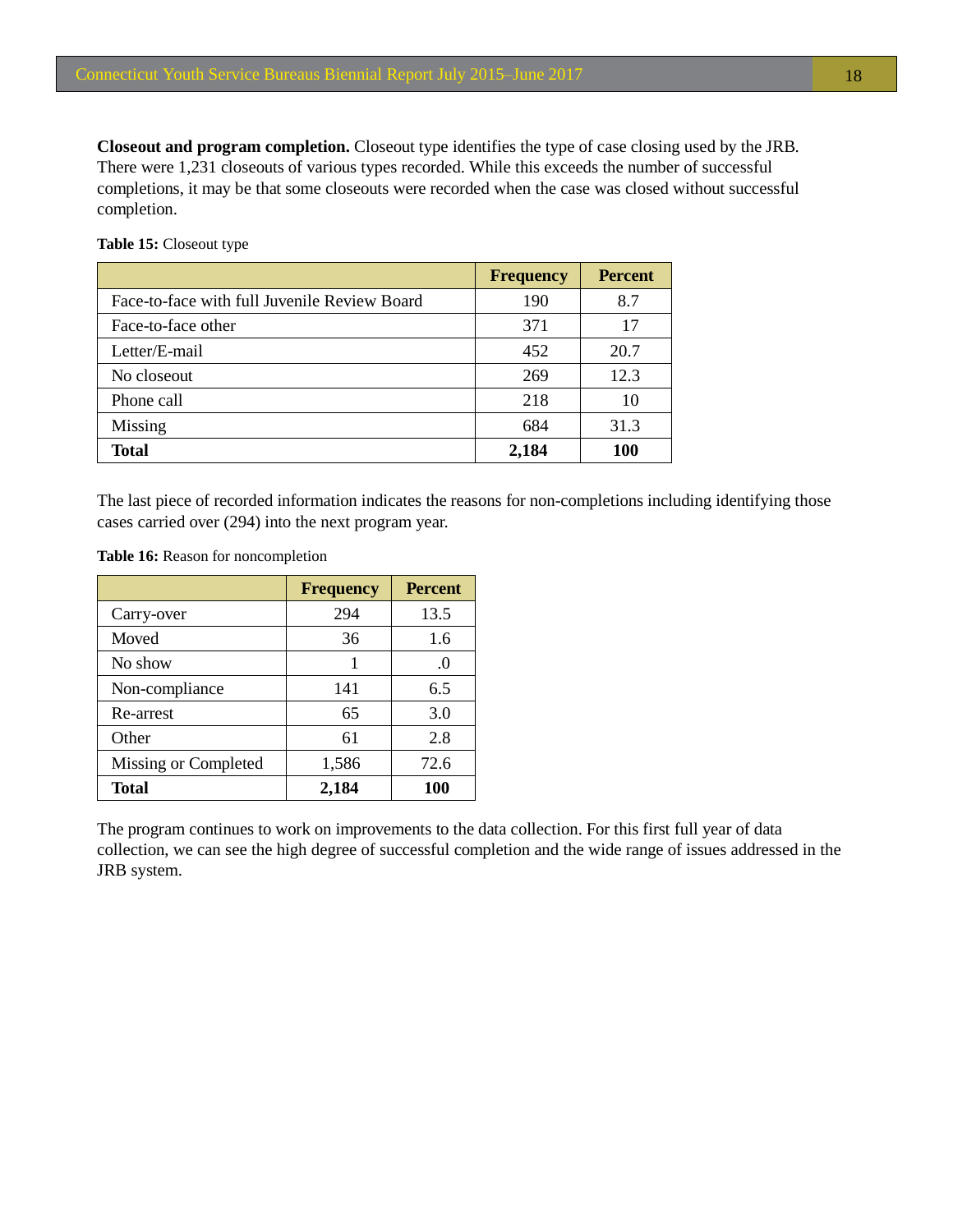**Closeout and program completion.** Closeout type identifies the type of case closing used by the JRB. There were 1,231 closeouts of various types recorded. While this exceeds the number of successful completions, it may be that some closeouts were recorded when the case was closed without successful completion.

**Table 15:** Closeout type

| | Frequency | Percent |
|---|---|---|
| Face-to-face with full Juvenile Review Board | 190 | 8.7 |
| Face-to-face other | 371 | 17 |
| Letter/E-mail | 452 | 20.7 |
| No closeout | 269 | 12.3 |
| Phone call | 218 | 10 |
| Missing | 684 | 31.3 |
| **Total** | **2,184** | **100** |

The last piece of recorded information indicates the reasons for non-completions including identifying those cases carried over (294) into the next program year.

**Table 16:** Reason for noncompletion

| | Frequency | Percent |
|---|---|---|
| Carry-over | 294 | 13.5 |
| Moved | 36 | 1.6 |
| No show | 1 | .0 |
| Non-compliance | 141 | 6.5 |
| Re-arrest | 65 | 3.0 |
| Other | 61 | 2.8 |
| Missing or Completed | 1,586 | 72.6 |
| **Total** | **2,184** | **100** |

The program continues to work on improvements to the data collection. For this first full year of data collection, we can see the high degree of successful completion and the wide range of issues addressed in the JRB system.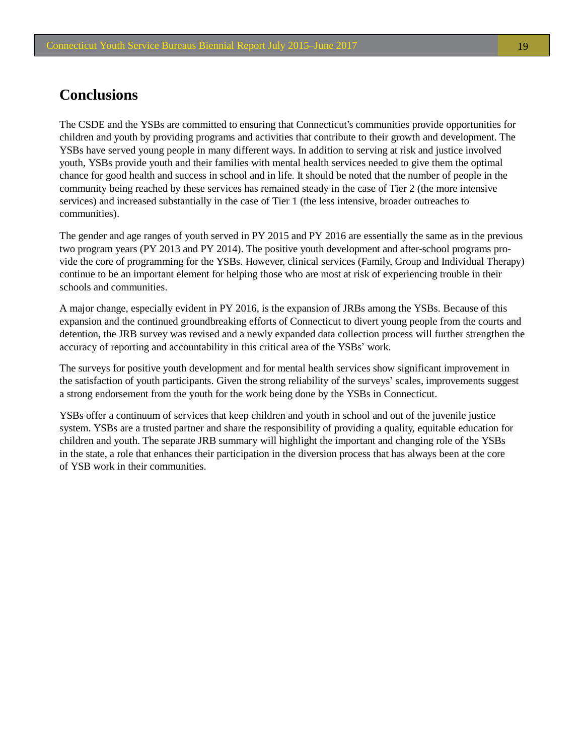# Conclusions

The CSDE and the YSBs are committed to ensuring that Connecticut's communities provide opportunities for children and youth by providing programs and activities that contribute to their growth and development. The YSBs have served young people in many different ways. In addition to serving at risk and justice involved youth, YSBs provide youth and their families with mental health services needed to give them the optimal chance for good health and success in school and in life. It should be noted that the number of people in the community being reached by these services has remained steady in the case of Tier 2 (the more intensive services) and increased substantially in the case of Tier 1 (the less intensive, broader outreaches to communities).

The gender and age ranges of youth served in PY 2015 and PY 2016 are essentially the same as in the previous two program years (PY 2013 and PY 2014). The positive youth development and after-school programs provide the core of programming for the YSBs. However, clinical services (Family, Group and Individual Therapy) continue to be an important element for helping those who are most at risk of experiencing trouble in their schools and communities.

A major change, especially evident in PY 2016, is the expansion of JRBs among the YSBs. Because of this expansion and the continued groundbreaking efforts of Connecticut to divert young people from the courts and detention, the JRB survey was revised and a newly expanded data collection process will further strengthen the accuracy of reporting and accountability in this critical area of the YSBs' work.

The surveys for positive youth development and for mental health services show significant improvement in the satisfaction of youth participants. Given the strong reliability of the surveys' scales, improvements suggest a strong endorsement from the youth for the work being done by the YSBs in Connecticut.

YSBs offer a continuum of services that keep children and youth in school and out of the juvenile justice system. YSBs are a trusted partner and share the responsibility of providing a quality, equitable education for children and youth. The separate JRB summary will highlight the important and changing role of the YSBs in the state, a role that enhances their participation in the diversion process that has always been at the core of YSB work in their communities.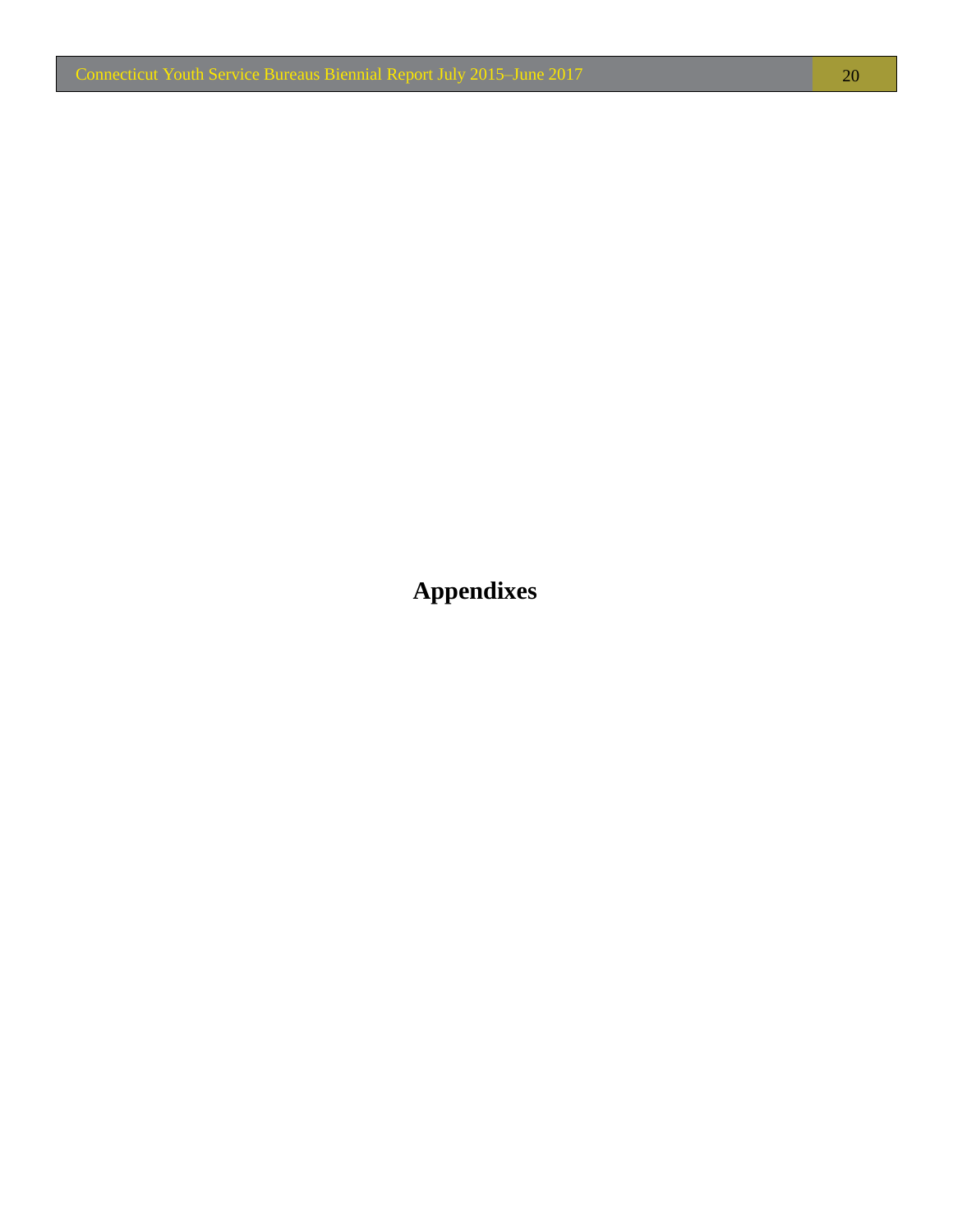# Appendixes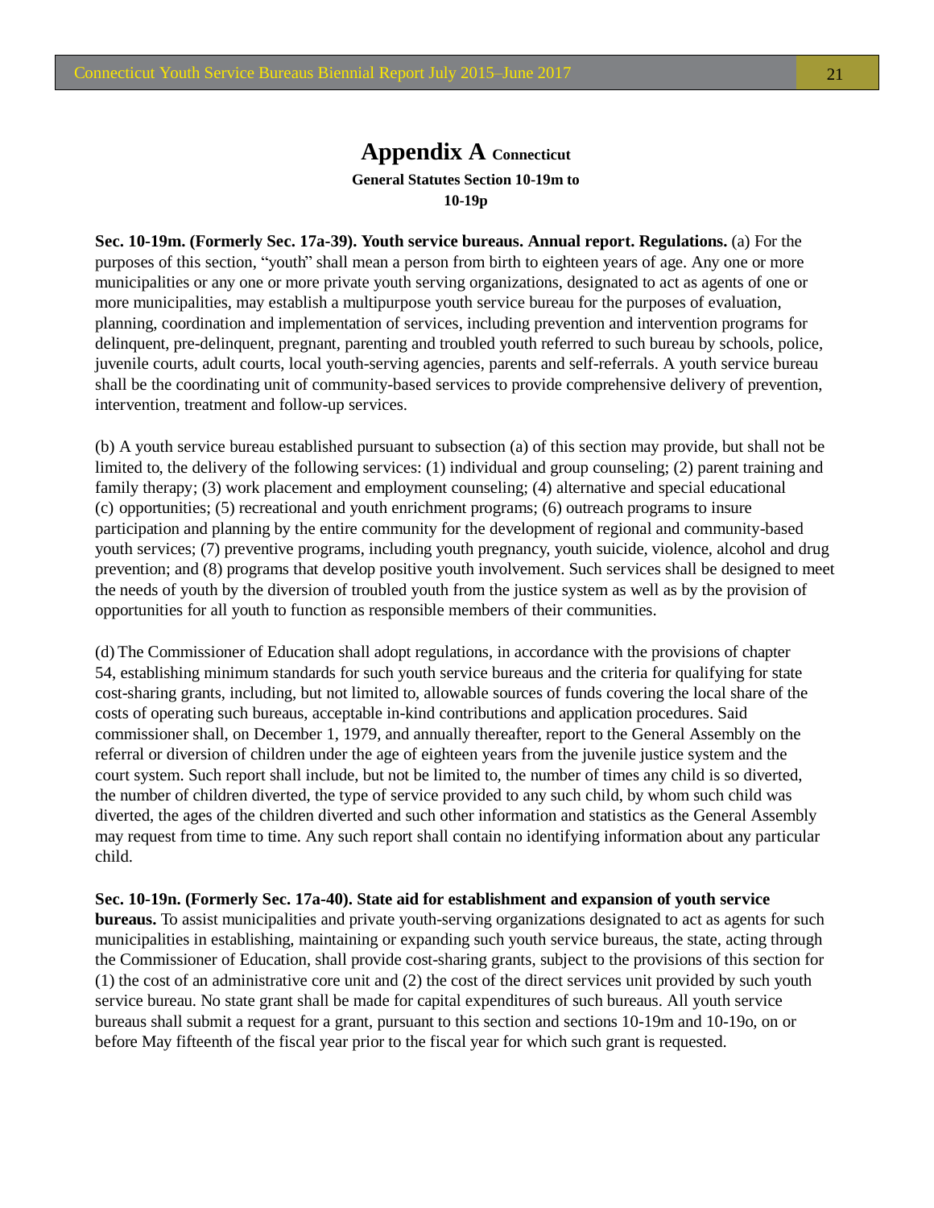# Appendix A Connecticut General Statutes Section 10-19m to 10-19p

**Sec. 10-19m. (Formerly Sec. 17a-39). Youth service bureaus. Annual report. Regulations.** (a) For the purposes of this section, "youth" shall mean a person from birth to eighteen years of age. Any one or more municipalities or any one or more private youth serving organizations, designated to act as agents of one or more municipalities, may establish a multipurpose youth service bureau for the purposes of evaluation, planning, coordination and implementation of services, including prevention and intervention programs for delinquent, pre-delinquent, pregnant, parenting and troubled youth referred to such bureau by schools, police, juvenile courts, adult courts, local youth-serving agencies, parents and self-referrals. A youth service bureau shall be the coordinating unit of community-based services to provide comprehensive delivery of prevention, intervention, treatment and follow-up services.

(b) A youth service bureau established pursuant to subsection (a) of this section may provide, but shall not be limited to, the delivery of the following services: (1) individual and group counseling; (2) parent training and family therapy; (3) work placement and employment counseling; (4) alternative and special educational (c) opportunities; (5) recreational and youth enrichment programs; (6) outreach programs to insure participation and planning by the entire community for the development of regional and community-based youth services; (7) preventive programs, including youth pregnancy, youth suicide, violence, alcohol and drug prevention; and (8) programs that develop positive youth involvement. Such services shall be designed to meet the needs of youth by the diversion of troubled youth from the justice system as well as by the provision of opportunities for all youth to function as responsible members of their communities.

(d) The Commissioner of Education shall adopt regulations, in accordance with the provisions of chapter 54, establishing minimum standards for such youth service bureaus and the criteria for qualifying for state cost-sharing grants, including, but not limited to, allowable sources of funds covering the local share of the costs of operating such bureaus, acceptable in-kind contributions and application procedures. Said commissioner shall, on December 1, 1979, and annually thereafter, report to the General Assembly on the referral or diversion of children under the age of eighteen years from the juvenile justice system and the court system. Such report shall include, but not be limited to, the number of times any child is so diverted, the number of children diverted, the type of service provided to any such child, by whom such child was diverted, the ages of the children diverted and such other information and statistics as the General Assembly may request from time to time. Any such report shall contain no identifying information about any particular child.

**Sec. 10-19n. (Formerly Sec. 17a-40). State aid for establishment and expansion of youth service bureaus.** To assist municipalities and private youth-serving organizations designated to act as agents for such municipalities in establishing, maintaining or expanding such youth service bureaus, the state, acting through the Commissioner of Education, shall provide cost-sharing grants, subject to the provisions of this section for (1) the cost of an administrative core unit and (2) the cost of the direct services unit provided by such youth service bureau. No state grant shall be made for capital expenditures of such bureaus. All youth service bureaus shall submit a request for a grant, pursuant to this section and sections 10-19m and 10-19o, on or before May fifteenth of the fiscal year prior to the fiscal year for which such grant is requested.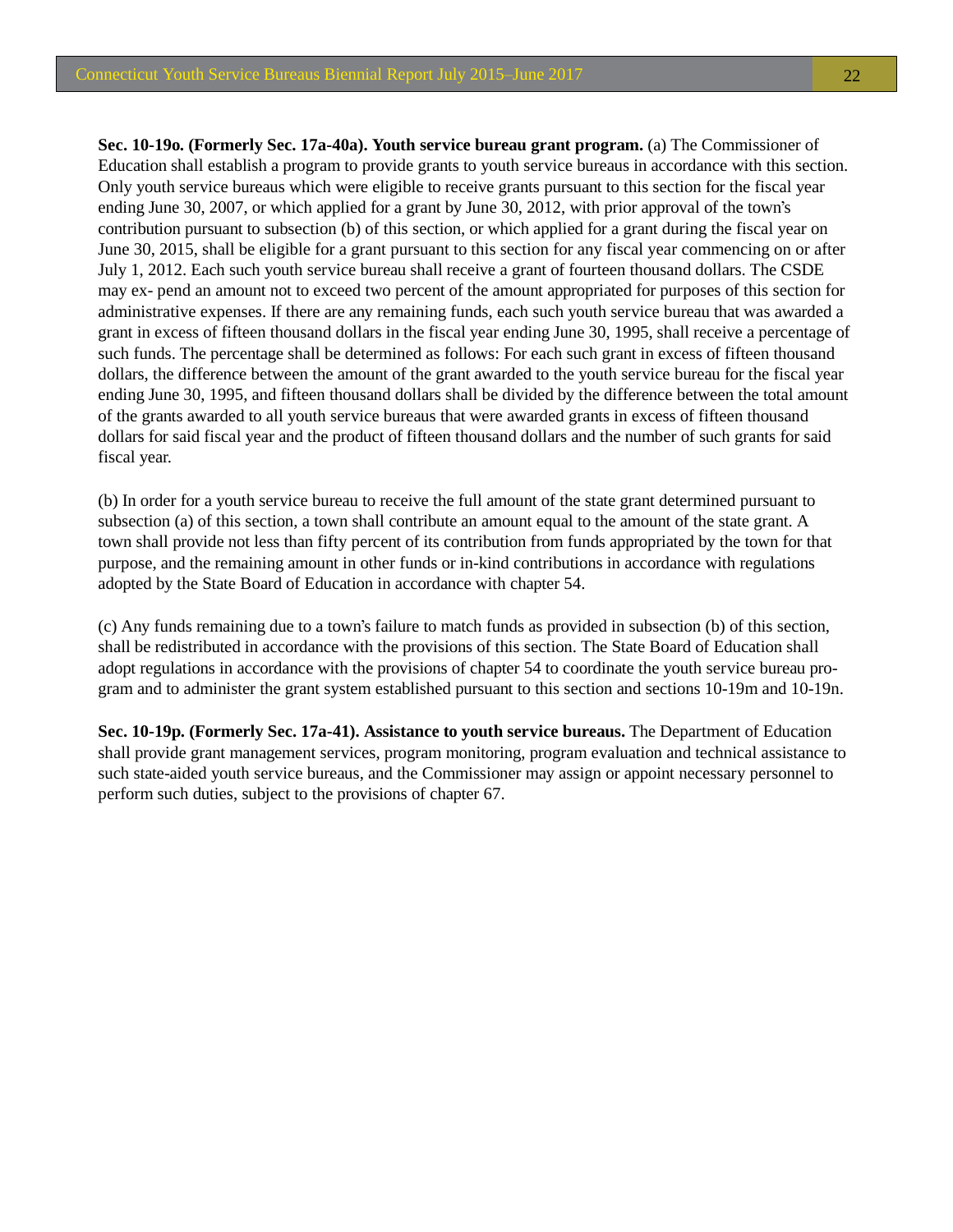**Sec. 10-19o. (Formerly Sec. 17a-40a). Youth service bureau grant program.** (a) The Commissioner of Education shall establish a program to provide grants to youth service bureaus in accordance with this section. Only youth service bureaus which were eligible to receive grants pursuant to this section for the fiscal year ending June 30, 2007, or which applied for a grant by June 30, 2012, with prior approval of the town's contribution pursuant to subsection (b) of this section, or which applied for a grant during the fiscal year on June 30, 2015, shall be eligible for a grant pursuant to this section for any fiscal year commencing on or after July 1, 2012. Each such youth service bureau shall receive a grant of fourteen thousand dollars. The CSDE may ex- pend an amount not to exceed two percent of the amount appropriated for purposes of this section for administrative expenses. If there are any remaining funds, each such youth service bureau that was awarded a grant in excess of fifteen thousand dollars in the fiscal year ending June 30, 1995, shall receive a percentage of such funds. The percentage shall be determined as follows: For each such grant in excess of fifteen thousand dollars, the difference between the amount of the grant awarded to the youth service bureau for the fiscal year ending June 30, 1995, and fifteen thousand dollars shall be divided by the difference between the total amount of the grants awarded to all youth service bureaus that were awarded grants in excess of fifteen thousand dollars for said fiscal year and the product of fifteen thousand dollars and the number of such grants for said fiscal year.

(b) In order for a youth service bureau to receive the full amount of the state grant determined pursuant to subsection (a) of this section, a town shall contribute an amount equal to the amount of the state grant. A town shall provide not less than fifty percent of its contribution from funds appropriated by the town for that purpose, and the remaining amount in other funds or in-kind contributions in accordance with regulations adopted by the State Board of Education in accordance with chapter 54.

(c) Any funds remaining due to a town's failure to match funds as provided in subsection (b) of this section, shall be redistributed in accordance with the provisions of this section. The State Board of Education shall adopt regulations in accordance with the provisions of chapter 54 to coordinate the youth service bureau program and to administer the grant system established pursuant to this section and sections 10-19m and 10-19n.

**Sec. 10-19p. (Formerly Sec. 17a-41). Assistance to youth service bureaus.** The Department of Education shall provide grant management services, program monitoring, program evaluation and technical assistance to such state-aided youth service bureaus, and the Commissioner may assign or appoint necessary personnel to perform such duties, subject to the provisions of chapter 67.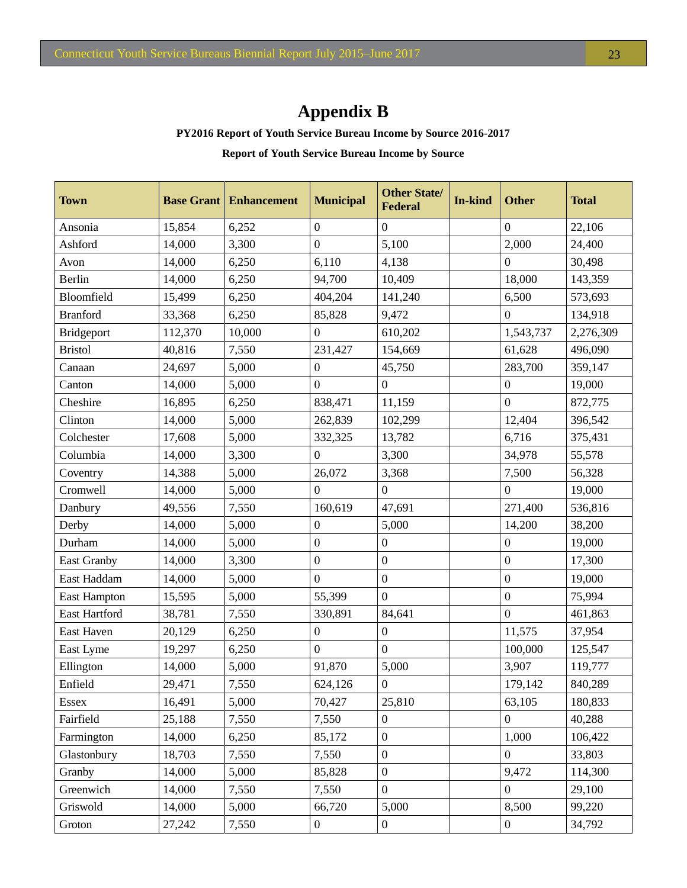# Appendix B

**PY2016 Report of Youth Service Bureau Income by Source 2016-2017**

**Report of Youth Service Bureau Income by Source**

| Town | Base Grant | Enhancement | Municipal | Other State/ Federal | In-kind | Other | Total |
|---|---|---|---|---|---|---|---|
| Ansonia | 15,854 | 6,252 | 0 | 0 | | 0 | 22,106 |
| Ashford | 14,000 | 3,300 | 0 | 5,100 | | 2,000 | 24,400 |
| Avon | 14,000 | 6,250 | 6,110 | 4,138 | | 0 | 30,498 |
| Berlin | 14,000 | 6,250 | 94,700 | 10,409 | | 18,000 | 143,359 |
| Bloomfield | 15,499 | 6,250 | 404,204 | 141,240 | | 6,500 | 573,693 |
| Branford | 33,368 | 6,250 | 85,828 | 9,472 | | 0 | 134,918 |
| Bridgeport | 112,370 | 10,000 | 0 | 610,202 | | 1,543,737 | 2,276,309 |
| Bristol | 40,816 | 7,550 | 231,427 | 154,669 | | 61,628 | 496,090 |
| Canaan | 24,697 | 5,000 | 0 | 45,750 | | 283,700 | 359,147 |
| Canton | 14,000 | 5,000 | 0 | 0 | | 0 | 19,000 |
| Cheshire | 16,895 | 6,250 | 838,471 | 11,159 | | 0 | 872,775 |
| Clinton | 14,000 | 5,000 | 262,839 | 102,299 | | 12,404 | 396,542 |
| Colchester | 17,608 | 5,000 | 332,325 | 13,782 | | 6,716 | 375,431 |
| Columbia | 14,000 | 3,300 | 0 | 3,300 | | 34,978 | 55,578 |
| Coventry | 14,388 | 5,000 | 26,072 | 3,368 | | 7,500 | 56,328 |
| Cromwell | 14,000 | 5,000 | 0 | 0 | | 0 | 19,000 |
| Danbury | 49,556 | 7,550 | 160,619 | 47,691 | | 271,400 | 536,816 |
| Derby | 14,000 | 5,000 | 0 | 5,000 | | 14,200 | 38,200 |
| Durham | 14,000 | 5,000 | 0 | 0 | | 0 | 19,000 |
| East Granby | 14,000 | 3,300 | 0 | 0 | | 0 | 17,300 |
| East Haddam | 14,000 | 5,000 | 0 | 0 | | 0 | 19,000 |
| East Hampton | 15,595 | 5,000 | 55,399 | 0 | | 0 | 75,994 |
| East Hartford | 38,781 | 7,550 | 330,891 | 84,641 | | 0 | 461,863 |
| East Haven | 20,129 | 6,250 | 0 | 0 | | 11,575 | 37,954 |
| East Lyme | 19,297 | 6,250 | 0 | 0 | | 100,000 | 125,547 |
| Ellington | 14,000 | 5,000 | 91,870 | 5,000 | | 3,907 | 119,777 |
| Enfield | 29,471 | 7,550 | 624,126 | 0 | | 179,142 | 840,289 |
| Essex | 16,491 | 5,000 | 70,427 | 25,810 | | 63,105 | 180,833 |
| Fairfield | 25,188 | 7,550 | 7,550 | 0 | | 0 | 40,288 |
| Farmington | 14,000 | 6,250 | 85,172 | 0 | | 1,000 | 106,422 |
| Glastonbury | 18,703 | 7,550 | 7,550 | 0 | | 0 | 33,803 |
| Granby | 14,000 | 5,000 | 85,828 | 0 | | 9,472 | 114,300 |
| Greenwich | 14,000 | 7,550 | 7,550 | 0 | | 0 | 29,100 |
| Griswold | 14,000 | 5,000 | 66,720 | 5,000 | | 8,500 | 99,220 |
| Groton | 27,242 | 7,550 | 0 | 0 | | 0 | 34,792 |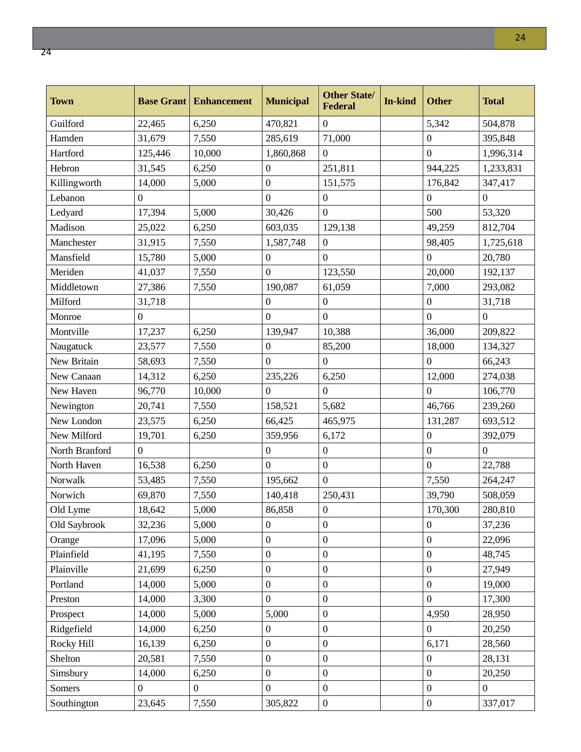| Town | Base Grant | Enhancement | Municipal | Other State/ Federal | In-kind | Other | Total |
|---|---|---|---|---|---|---|---|
| Guilford | 22,465 | 6,250 | 470,821 | 0 | | 5,342 | 504,878 |
| Hamden | 31,679 | 7,550 | 285,619 | 71,000 | | 0 | 395,848 |
| Hartford | 125,446 | 10,000 | 1,860,868 | 0 | | 0 | 1,996,314 |
| Hebron | 31,545 | 6,250 | 0 | 251,811 | | 944,225 | 1,233,831 |
| Killingworth | 14,000 | 5,000 | 0 | 151,575 | | 176,842 | 347,417 |
| Lebanon | 0 | | 0 | 0 | | 0 | 0 |
| Ledyard | 17,394 | 5,000 | 30,426 | 0 | | 500 | 53,320 |
| Madison | 25,022 | 6,250 | 603,035 | 129,138 | | 49,259 | 812,704 |
| Manchester | 31,915 | 7,550 | 1,587,748 | 0 | | 98,405 | 1,725,618 |
| Mansfield | 15,780 | 5,000 | 0 | 0 | | 0 | 20,780 |
| Meriden | 41,037 | 7,550 | 0 | 123,550 | | 20,000 | 192,137 |
| Middletown | 27,386 | 7,550 | 190,087 | 61,059 | | 7,000 | 293,082 |
| Milford | 31,718 | | 0 | 0 | | 0 | 31,718 |
| Monroe | 0 | | 0 | 0 | | 0 | 0 |
| Montville | 17,237 | 6,250 | 139,947 | 10,388 | | 36,000 | 209,822 |
| Naugatuck | 23,577 | 7,550 | 0 | 85,200 | | 18,000 | 134,327 |
| New Britain | 58,693 | 7,550 | 0 | 0 | | 0 | 66,243 |
| New Canaan | 14,312 | 6,250 | 235,226 | 6,250 | | 12,000 | 274,038 |
| New Haven | 96,770 | 10,000 | 0 | 0 | | 0 | 106,770 |
| Newington | 20,741 | 7,550 | 158,521 | 5,682 | | 46,766 | 239,260 |
| New London | 23,575 | 6,250 | 66,425 | 465,975 | | 131,287 | 693,512 |
| New Milford | 19,701 | 6,250 | 359,956 | 6,172 | | 0 | 392,079 |
| North Branford | 0 | | 0 | 0 | | 0 | 0 |
| North Haven | 16,538 | 6,250 | 0 | 0 | | 0 | 22,788 |
| Norwalk | 53,485 | 7,550 | 195,662 | 0 | | 7,550 | 264,247 |
| Norwich | 69,870 | 7,550 | 140,418 | 250,431 | | 39,790 | 508,059 |
| Old Lyme | 18,642 | 5,000 | 86,858 | 0 | | 170,300 | 280,810 |
| Old Saybrook | 32,236 | 5,000 | 0 | 0 | | 0 | 37,236 |
| Orange | 17,096 | 5,000 | 0 | 0 | | 0 | 22,096 |
| Plainfield | 41,195 | 7,550 | 0 | 0 | | 0 | 48,745 |
| Plainville | 21,699 | 6,250 | 0 | 0 | | 0 | 27,949 |
| Portland | 14,000 | 5,000 | 0 | 0 | | 0 | 19,000 |
| Preston | 14,000 | 3,300 | 0 | 0 | | 0 | 17,300 |
| Prospect | 14,000 | 5,000 | 5,000 | 0 | | 4,950 | 28,950 |
| Ridgefield | 14,000 | 6,250 | 0 | 0 | | 0 | 20,250 |
| Rocky Hill | 16,139 | 6,250 | 0 | 0 | | 6,171 | 28,560 |
| Shelton | 20,581 | 7,550 | 0 | 0 | | 0 | 28,131 |
| Simsbury | 14,000 | 6,250 | 0 | 0 | | 0 | 20,250 |
| Somers | 0 | 0 | 0 | 0 | | 0 | 0 |
| Southington | 23,645 | 7,550 | 305,822 | 0 | | 0 | 337,017 |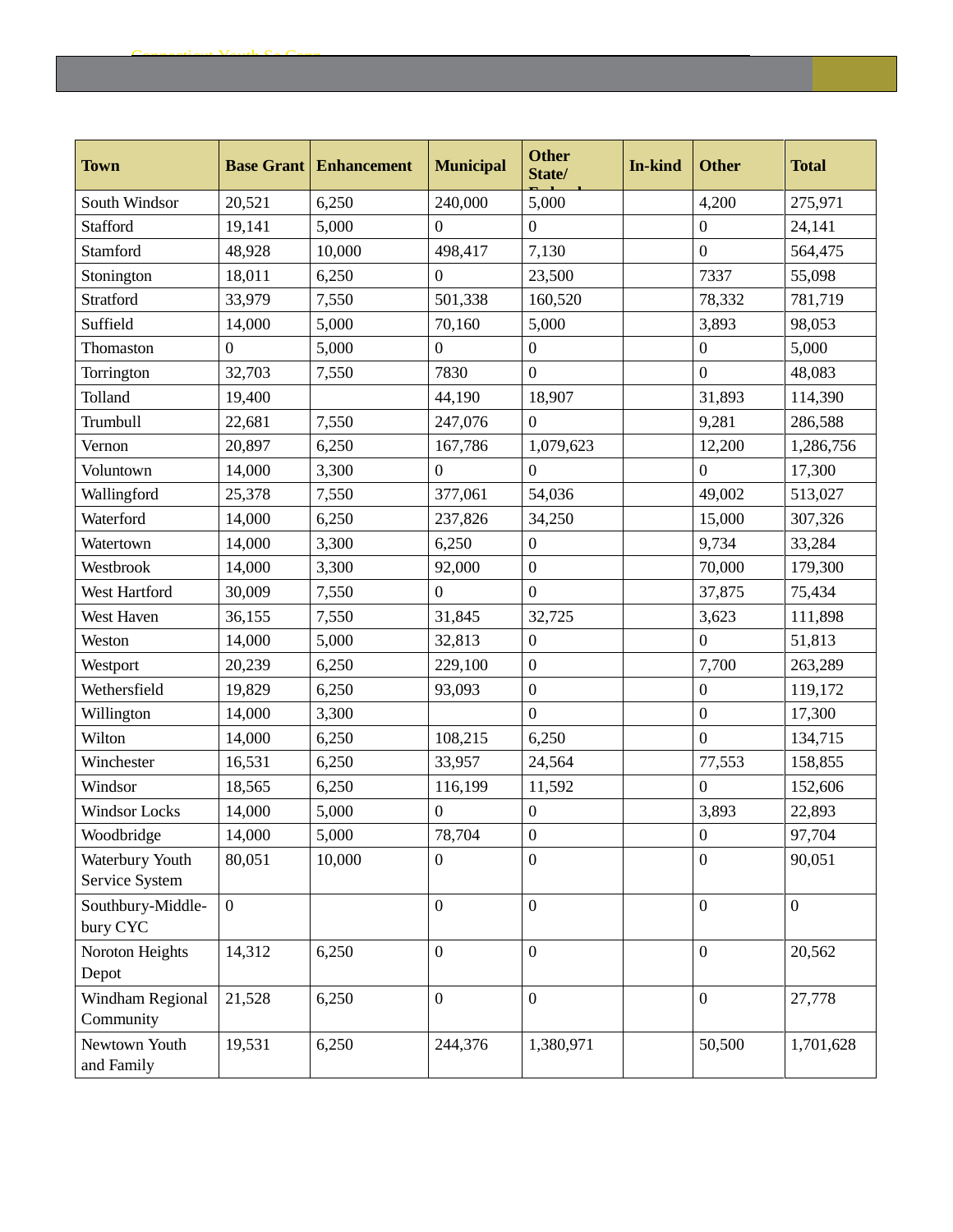| Town | Base Grant | Enhancement | Municipal | Other State/ Federal | In-kind | Other | Total |
|---|---|---|---|---|---|---|---|
| South Windsor | 20,521 | 6,250 | 240,000 | 5,000 | | 4,200 | 275,971 |
| Stafford | 19,141 | 5,000 | 0 | 0 | | 0 | 24,141 |
| Stamford | 48,928 | 10,000 | 498,417 | 7,130 | | 0 | 564,475 |
| Stonington | 18,011 | 6,250 | 0 | 23,500 | | 7337 | 55,098 |
| Stratford | 33,979 | 7,550 | 501,338 | 160,520 | | 78,332 | 781,719 |
| Suffield | 14,000 | 5,000 | 70,160 | 5,000 | | 3,893 | 98,053 |
| Thomaston | 0 | 5,000 | 0 | 0 | | 0 | 5,000 |
| Torrington | 32,703 | 7,550 | 7830 | 0 | | 0 | 48,083 |
| Tolland | 19,400 | | 44,190 | 18,907 | | 31,893 | 114,390 |
| Trumbull | 22,681 | 7,550 | 247,076 | 0 | | 9,281 | 286,588 |
| Vernon | 20,897 | 6,250 | 167,786 | 1,079,623 | | 12,200 | 1,286,756 |
| Voluntown | 14,000 | 3,300 | 0 | 0 | | 0 | 17,300 |
| Wallingford | 25,378 | 7,550 | 377,061 | 54,036 | | 49,002 | 513,027 |
| Waterford | 14,000 | 6,250 | 237,826 | 34,250 | | 15,000 | 307,326 |
| Watertown | 14,000 | 3,300 | 6,250 | 0 | | 9,734 | 33,284 |
| Westbrook | 14,000 | 3,300 | 92,000 | 0 | | 70,000 | 179,300 |
| West Hartford | 30,009 | 7,550 | 0 | 0 | | 37,875 | 75,434 |
| West Haven | 36,155 | 7,550 | 31,845 | 32,725 | | 3,623 | 111,898 |
| Weston | 14,000 | 5,000 | 32,813 | 0 | | 0 | 51,813 |
| Westport | 20,239 | 6,250 | 229,100 | 0 | | 7,700 | 263,289 |
| Wethersfield | 19,829 | 6,250 | 93,093 | 0 | | 0 | 119,172 |
| Willington | 14,000 | 3,300 | | 0 | | 0 | 17,300 |
| Wilton | 14,000 | 6,250 | 108,215 | 6,250 | | 0 | 134,715 |
| Winchester | 16,531 | 6,250 | 33,957 | 24,564 | | 77,553 | 158,855 |
| Windsor | 18,565 | 6,250 | 116,199 | 11,592 | | 0 | 152,606 |
| Windsor Locks | 14,000 | 5,000 | 0 | 0 | | 3,893 | 22,893 |
| Woodbridge | 14,000 | 5,000 | 78,704 | 0 | | 0 | 97,704 |
| Waterbury Youth Service System | 80,051 | 10,000 | 0 | 0 | | 0 | 90,051 |
| Southbury-Middle-bury CYC | 0 | | 0 | 0 | | 0 | 0 |
| Noroton Heights Depot | 14,312 | 6,250 | 0 | 0 | | 0 | 20,562 |
| Windham Regional Community | 21,528 | 6,250 | 0 | 0 | | 0 | 27,778 |
| Newtown Youth and Family | 19,531 | 6,250 | 244,376 | 1,380,971 | | 50,500 | 1,701,628 |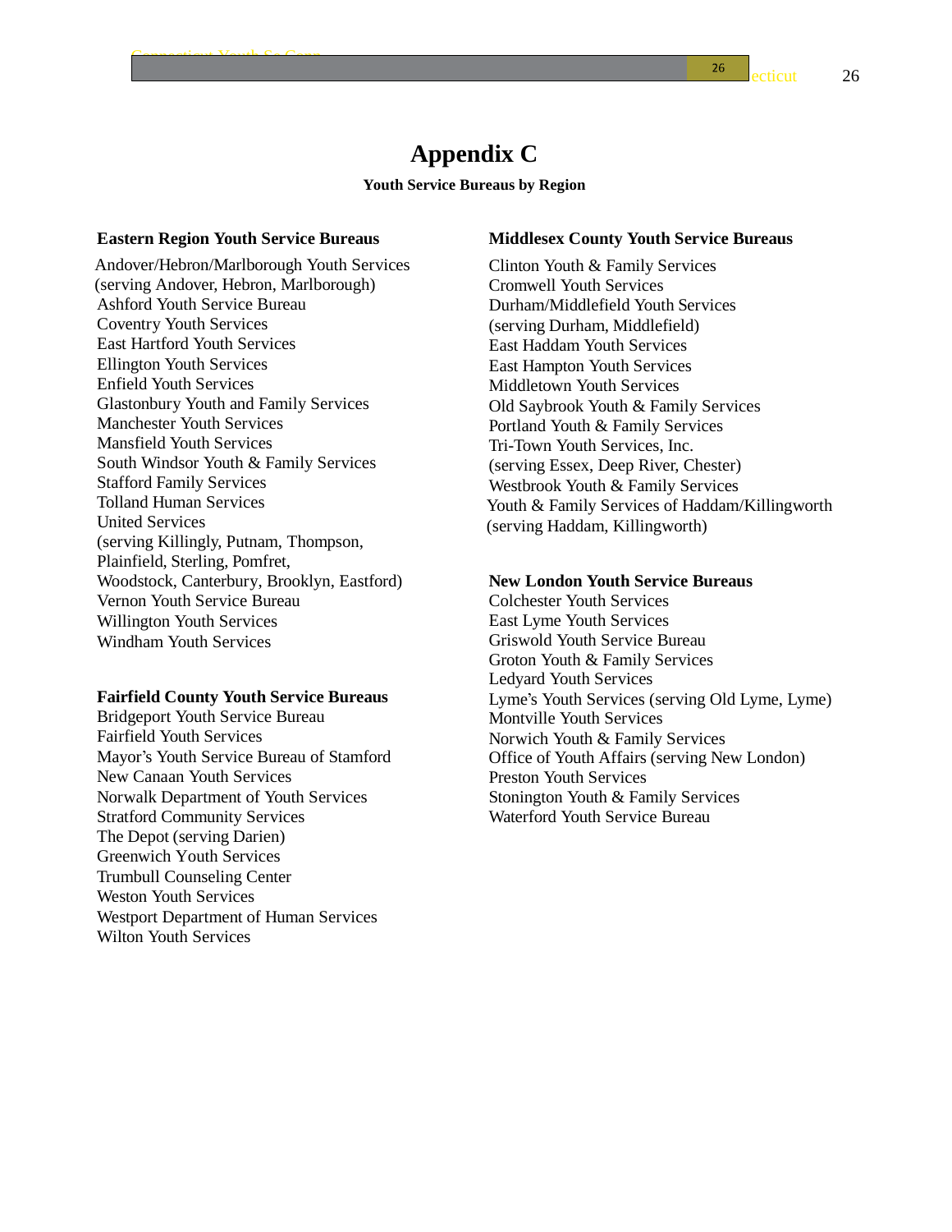# Appendix C

**Youth Service Bureaus by Region**

**Eastern Region Youth Service Bureaus**

Andover/Hebron/Marlborough Youth Services
(serving Andover, Hebron, Marlborough)
Ashford Youth Service Bureau
Coventry Youth Services
East Hartford Youth Services
Ellington Youth Services
Enfield Youth Services
Glastonbury Youth and Family Services
Manchester Youth Services
Mansfield Youth Services
South Windsor Youth & Family Services
Stafford Family Services
Tolland Human Services
United Services
(serving Killingly, Putnam, Thompson, Plainfield, Sterling, Pomfret, Woodstock, Canterbury, Brooklyn, Eastford)
Vernon Youth Service Bureau
Willington Youth Services
Windham Youth Services

**Fairfield County Youth Service Bureaus**

Bridgeport Youth Service Bureau
Fairfield Youth Services
Mayor's Youth Service Bureau of Stamford
New Canaan Youth Services
Norwalk Department of Youth Services
Stratford Community Services
The Depot (serving Darien)
Greenwich Youth Services
Trumbull Counseling Center
Weston Youth Services
Westport Department of Human Services
Wilton Youth Services

**Middlesex County Youth Service Bureaus**

Clinton Youth & Family Services
Cromwell Youth Services
Durham/Middlefield Youth Services
(serving Durham, Middlefield)
East Haddam Youth Services
East Hampton Youth Services
Middletown Youth Services
Old Saybrook Youth & Family Services
Portland Youth & Family Services
Tri-Town Youth Services, Inc.
(serving Essex, Deep River, Chester)
Westbrook Youth & Family Services
Youth & Family Services of Haddam/Killingworth
(serving Haddam, Killingworth)

**New London Youth Service Bureaus**

Colchester Youth Services
East Lyme Youth Services
Griswold Youth Service Bureau
Groton Youth & Family Services
Ledyard Youth Services
Lyme's Youth Services (serving Old Lyme, Lyme)
Montville Youth Services
Norwich Youth & Family Services
Office of Youth Affairs (serving New London)
Preston Youth Services
Stonington Youth & Family Services
Waterford Youth Service Bureau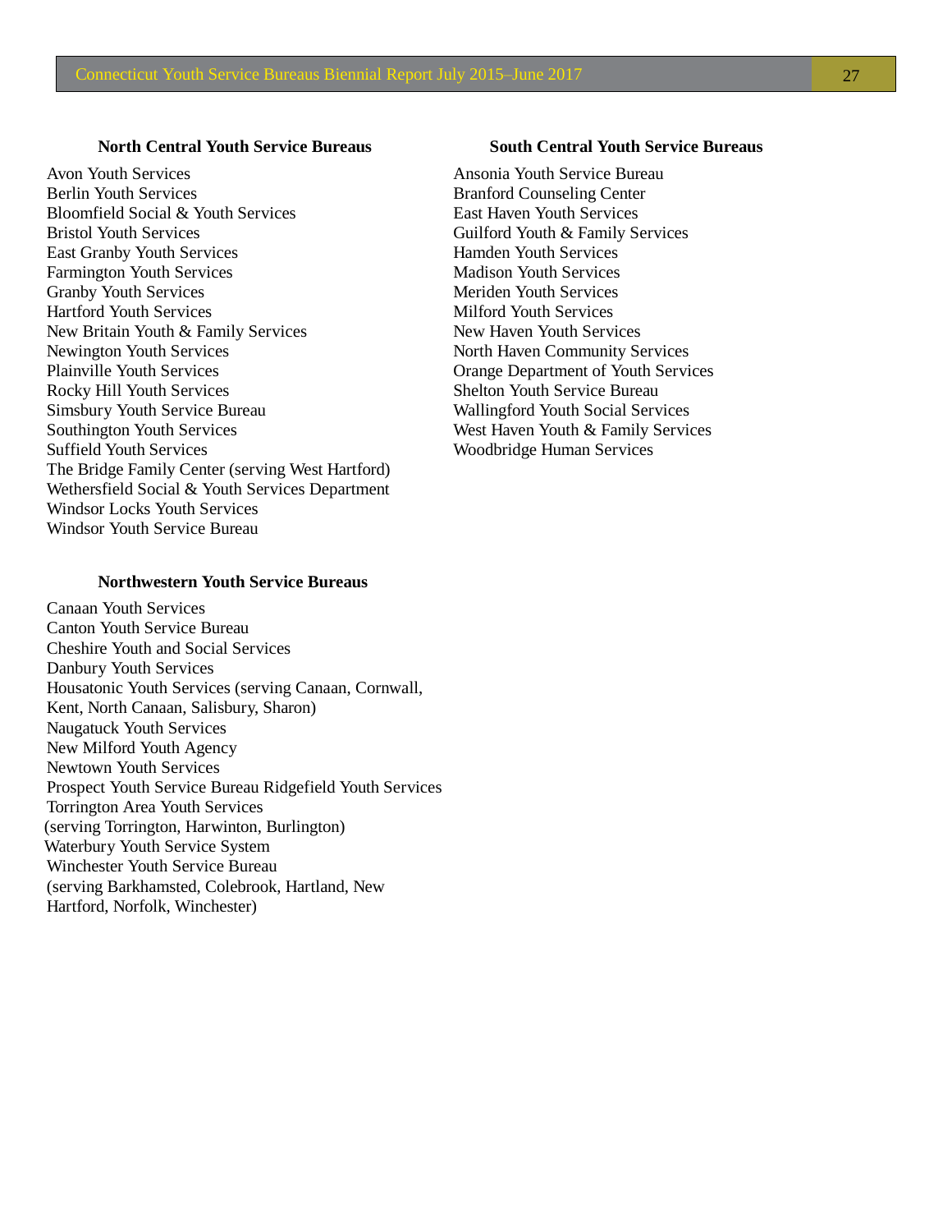**North Central Youth Service Bureaus**

Avon Youth Services
Berlin Youth Services
Bloomfield Social & Youth Services
Bristol Youth Services
East Granby Youth Services
Farmington Youth Services
Granby Youth Services
Hartford Youth Services
New Britain Youth & Family Services
Newington Youth Services
Plainville Youth Services
Rocky Hill Youth Services
Simsbury Youth Service Bureau
Southington Youth Services
Suffield Youth Services
The Bridge Family Center (serving West Hartford)
Wethersfield Social & Youth Services Department
Windsor Locks Youth Services
Windsor Youth Service Bureau

**Northwestern Youth Service Bureaus**

Canaan Youth Services
Canton Youth Service Bureau
Cheshire Youth and Social Services
Danbury Youth Services
Housatonic Youth Services (serving Canaan, Cornwall, Kent, North Canaan, Salisbury, Sharon)
Naugatuck Youth Services
New Milford Youth Agency
Newtown Youth Services
Prospect Youth Service Bureau Ridgefield Youth Services
Torrington Area Youth Services
(serving Torrington, Harwinton, Burlington)
Waterbury Youth Service System
Winchester Youth Service Bureau
(serving Barkhamsted, Colebrook, Hartland, New Hartford, Norfolk, Winchester)

**South Central Youth Service Bureaus**

Ansonia Youth Service Bureau
Branford Counseling Center
East Haven Youth Services
Guilford Youth & Family Services
Hamden Youth Services
Madison Youth Services
Meriden Youth Services
Milford Youth Services
New Haven Youth Services
North Haven Community Services
Orange Department of Youth Services
Shelton Youth Service Bureau
Wallingford Youth Social Services
West Haven Youth & Family Services
Woodbridge Human Services